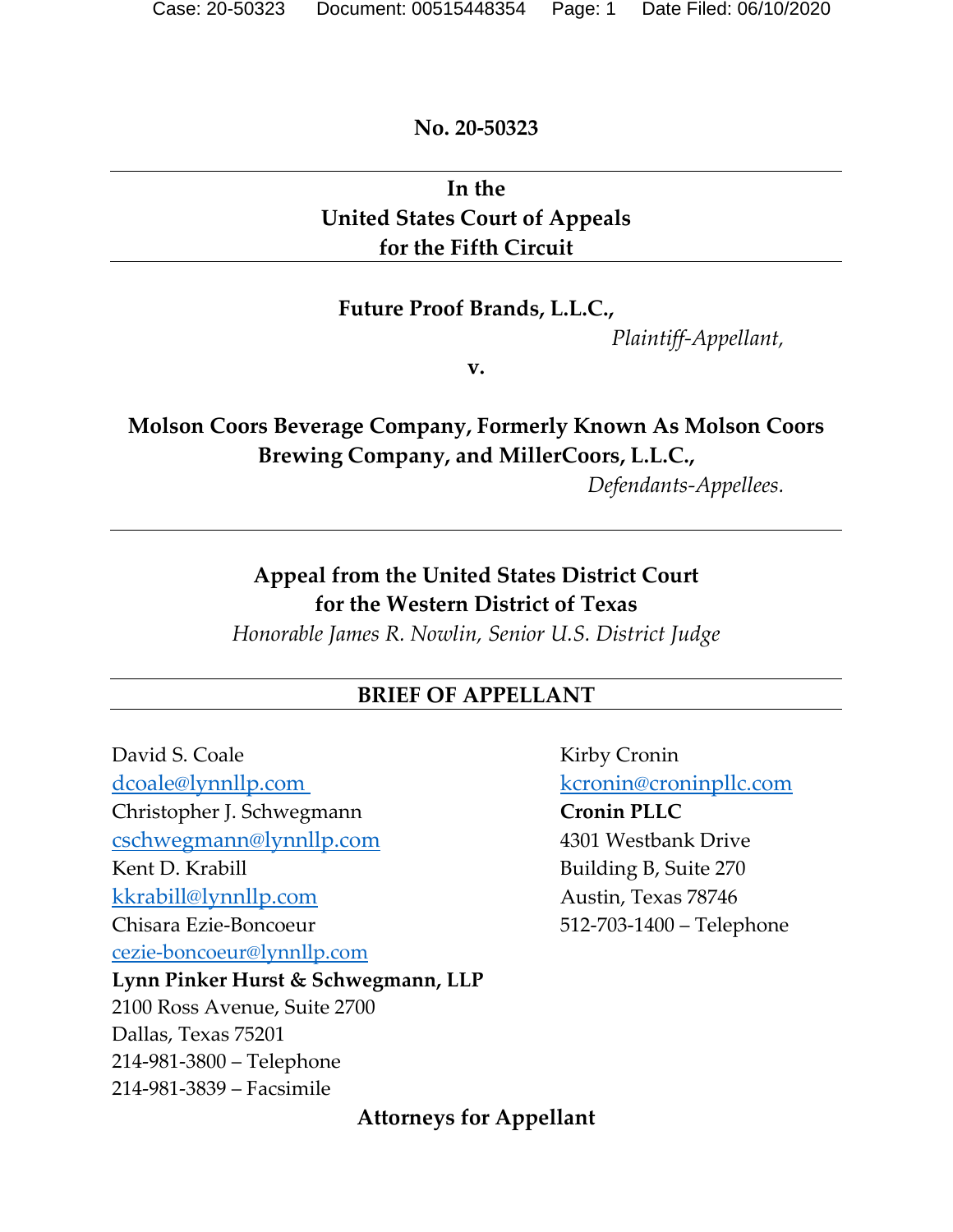**No. 20-50323**

---

**In the**
**United States Court of Appeals**
**for the Fifth Circuit**

---

**Future Proof Brands, L.L.C.,**

*Plaintiff-Appellant,*

**v.**

**Molson Coors Beverage Company, Formerly Known As Molson Coors Brewing Company, and MillerCoors, L.L.C.,**

*Defendants-Appellees.*

---

**Appeal from the United States District Court**
**for the Western District of Texas**
*Honorable James R. Nowlin, Senior U.S. District Judge*

---

**BRIEF OF APPELLANT**

---

David S. Coale
dcoale@lynnllp.com
Christopher J. Schwegmann
cschwegmann@lynnllp.com
Kent D. Krabill
kkrabill@lynnllp.com
Chisara Ezie-Boncoeur
cezie-boncoeur@lynnllp.com
**Lynn Pinker Hurst & Schwegmann, LLP**
2100 Ross Avenue, Suite 2700
Dallas, Texas 75201
214-981-3800 – Telephone
214-981-3839 – Facsimile

Kirby Cronin
kcronin@croninpllc.com
**Cronin PLLC**
4301 Westbank Drive
Building B, Suite 270
Austin, Texas 78746
512-703-1400 – Telephone

**Attorneys for Appellant**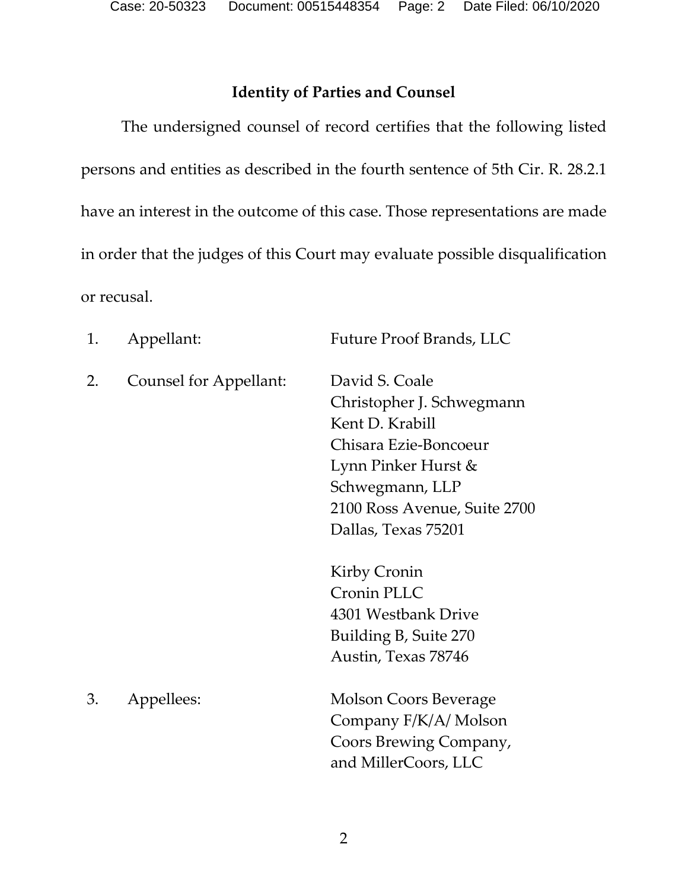## Identity of Parties and Counsel

The undersigned counsel of record certifies that the following listed persons and entities as described in the fourth sentence of 5th Cir. R. 28.2.1 have an interest in the outcome of this case. Those representations are made in order that the judges of this Court may evaluate possible disqualification or recusal.

1. Appellant: Future Proof Brands, LLC

2. Counsel for Appellant:

   David S. Coale
   Christopher J. Schwegmann
   Kent D. Krabill
   Chisara Ezie-Boncoeur
   Lynn Pinker Hurst & Schwegmann, LLP
   2100 Ross Avenue, Suite 2700
   Dallas, Texas 75201

   Kirby Cronin
   Cronin PLLC
   4301 Westbank Drive
   Building B, Suite 270
   Austin, Texas 78746

3. Appellees: Molson Coors Beverage Company F/K/A/ Molson Coors Brewing Company, and MillerCoors, LLC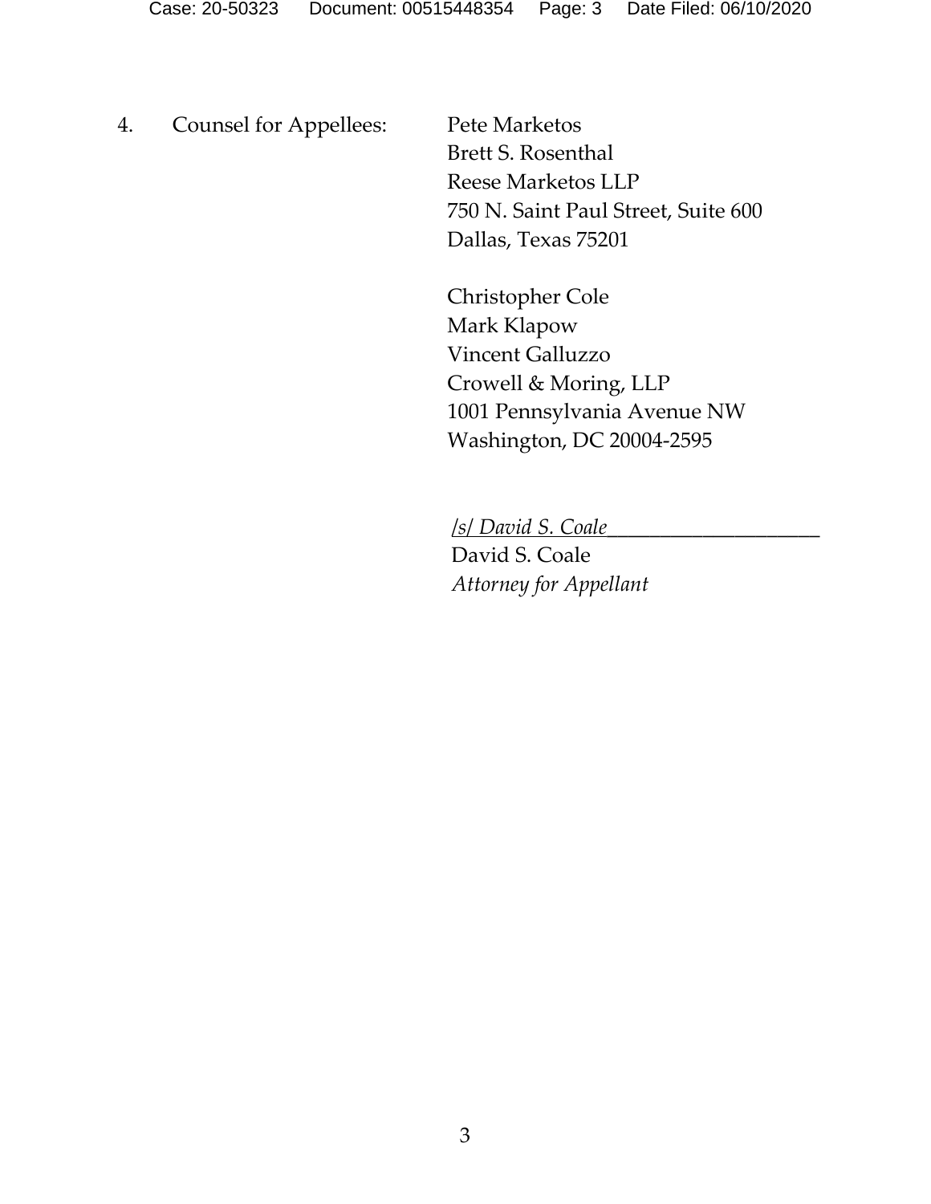4. Counsel for Appellees:

Pete Marketos
Brett S. Rosenthal
Reese Marketos LLP
750 N. Saint Paul Street, Suite 600
Dallas, Texas 75201

Christopher Cole
Mark Klapow
Vincent Galluzzo
Crowell & Moring, LLP
1001 Pennsylvania Avenue NW
Washington, DC 20004-2595

*/s/ David S. Coale*\_\_\_\_\_\_\_\_\_\_\_\_\_\_\_\_\_\_\_\_
David S. Coale
*Attorney for Appellant*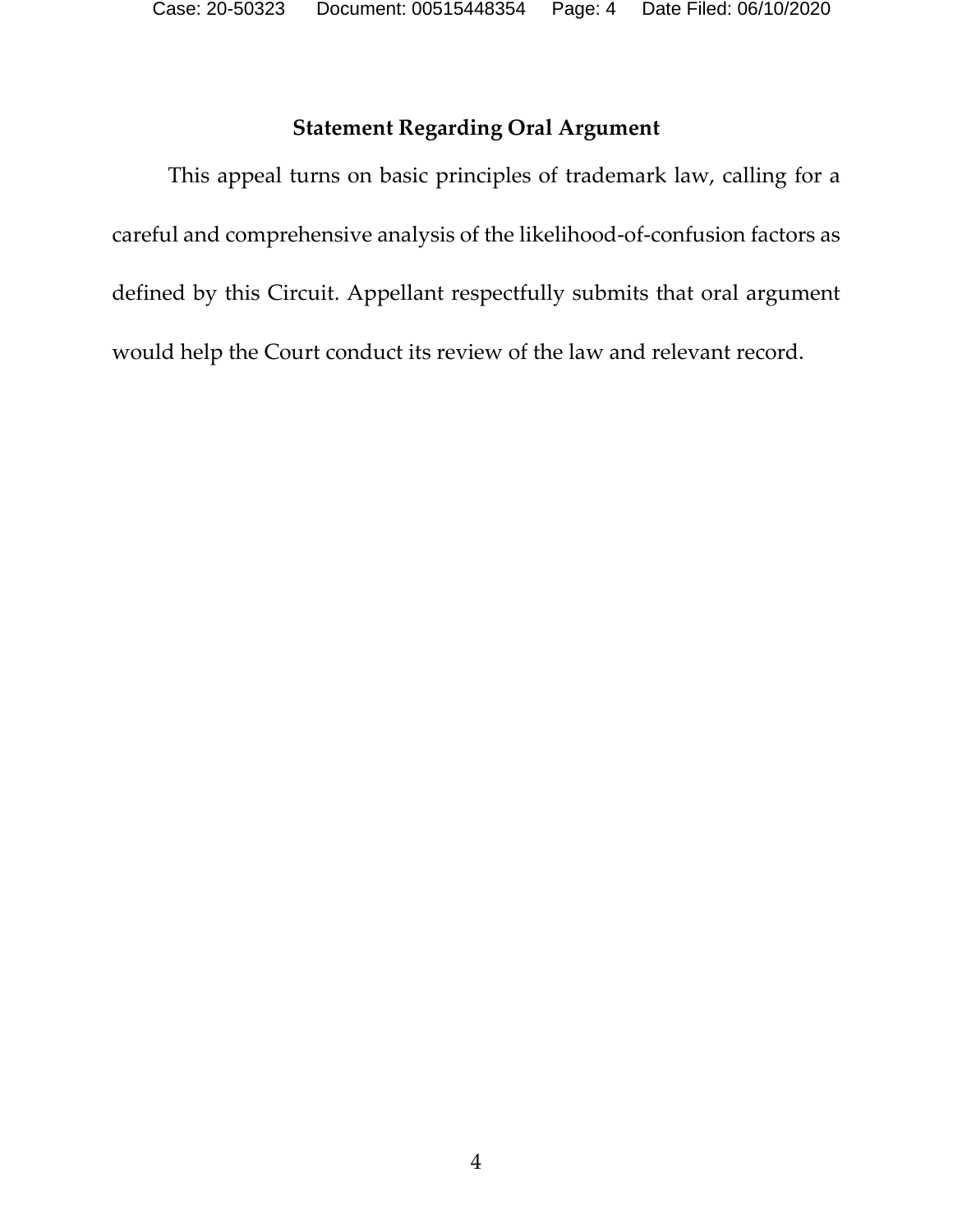## Statement Regarding Oral Argument

This appeal turns on basic principles of trademark law, calling for a careful and comprehensive analysis of the likelihood-of-confusion factors as defined by this Circuit. Appellant respectfully submits that oral argument would help the Court conduct its review of the law and relevant record.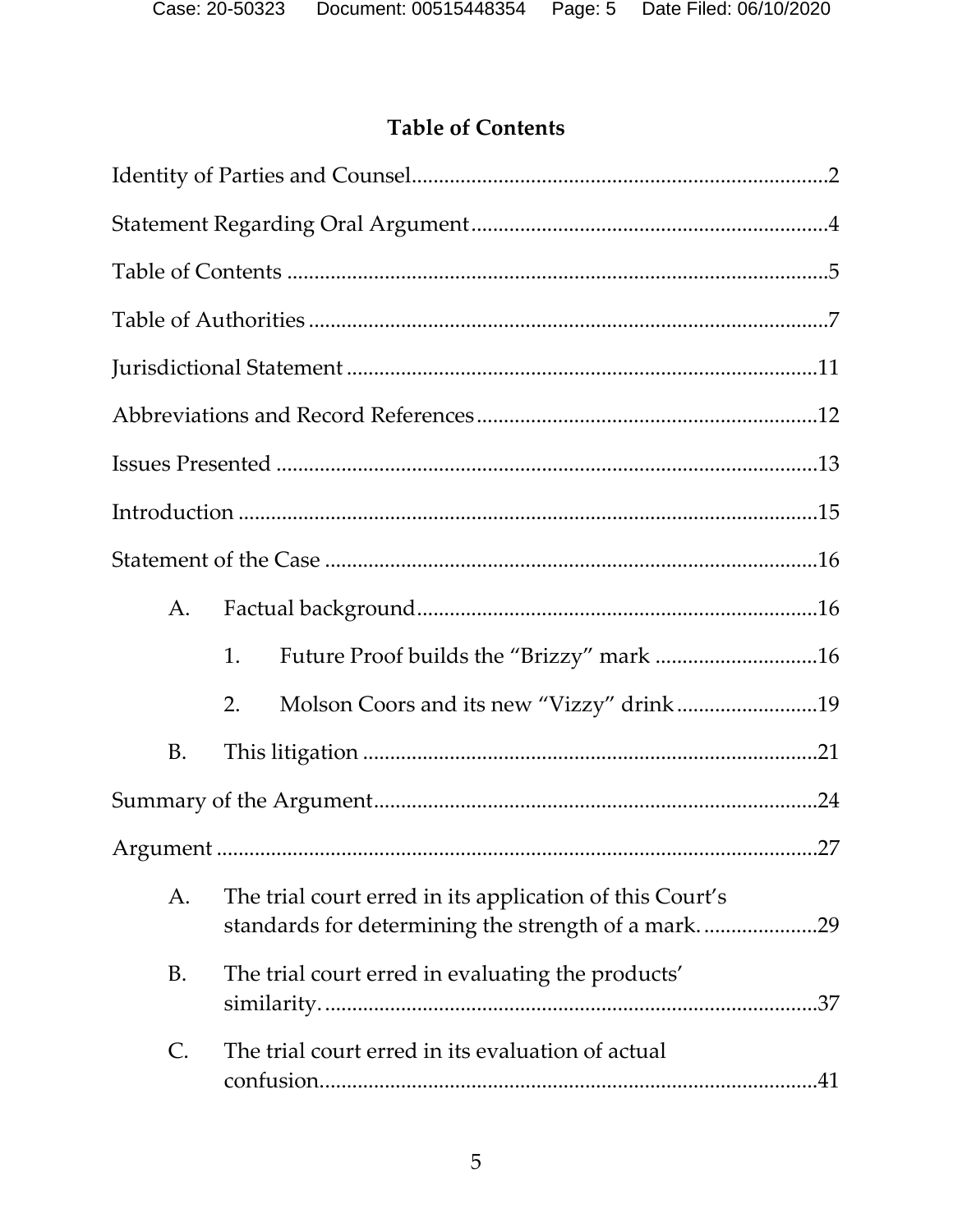## Table of Contents

Identity of Parties and Counsel....................................................2

Statement Regarding Oral Argument..........................................4

Table of Contents ..........................................................................5

Table of Authorities .......................................................................7

Jurisdictional Statement ..............................................................11

Abbreviations and Record References........................................12

Issues Presented ...........................................................................13

Introduction ..................................................................................15

Statement of the Case ..................................................................16

- A. Factual background.................................................................16
  - 1. Future Proof builds the "Brizzy" mark ...............................16
  - 2. Molson Coors and its new "Vizzy" drink ...........................19
- B. This litigation ...........................................................................21

Summary of the Argument..........................................................24

Argument .......................................................................................27

- A. The trial court erred in its application of this Court's standards for determining the strength of a mark. ....................29
- B. The trial court erred in evaluating the products' similarity. ..................................................................................37
- C. The trial court erred in its evaluation of actual confusion.....................................................................................41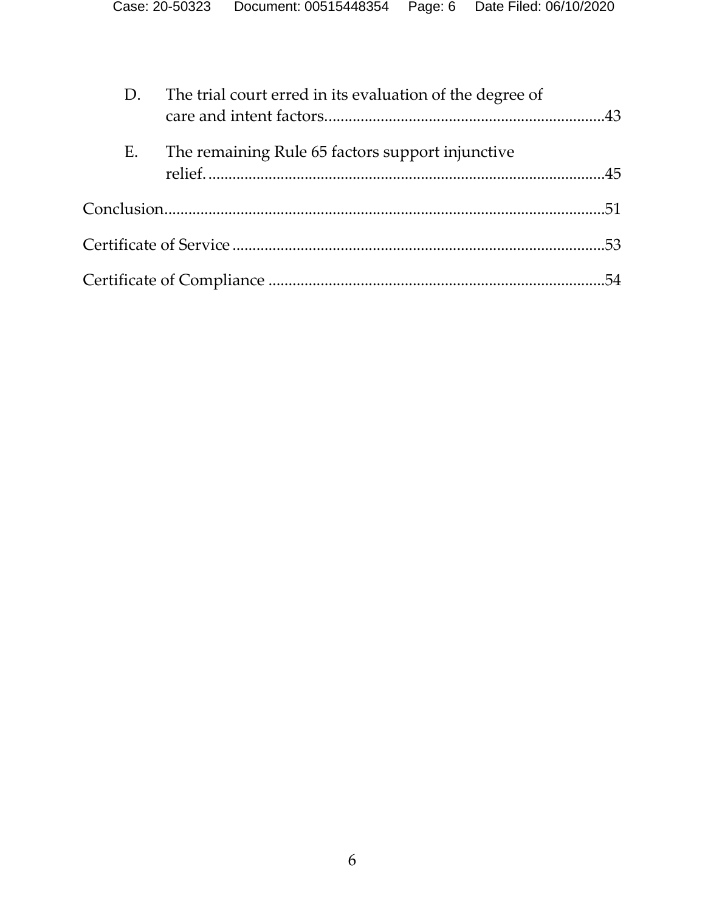D. The trial court erred in its evaluation of the degree of care and intent factors......................................................................43

E. The remaining Rule 65 factors support injunctive relief. ...................................................................................................45

Conclusion.............................................................................................................51

Certificate of Service .............................................................................................53

Certificate of Compliance .....................................................................................54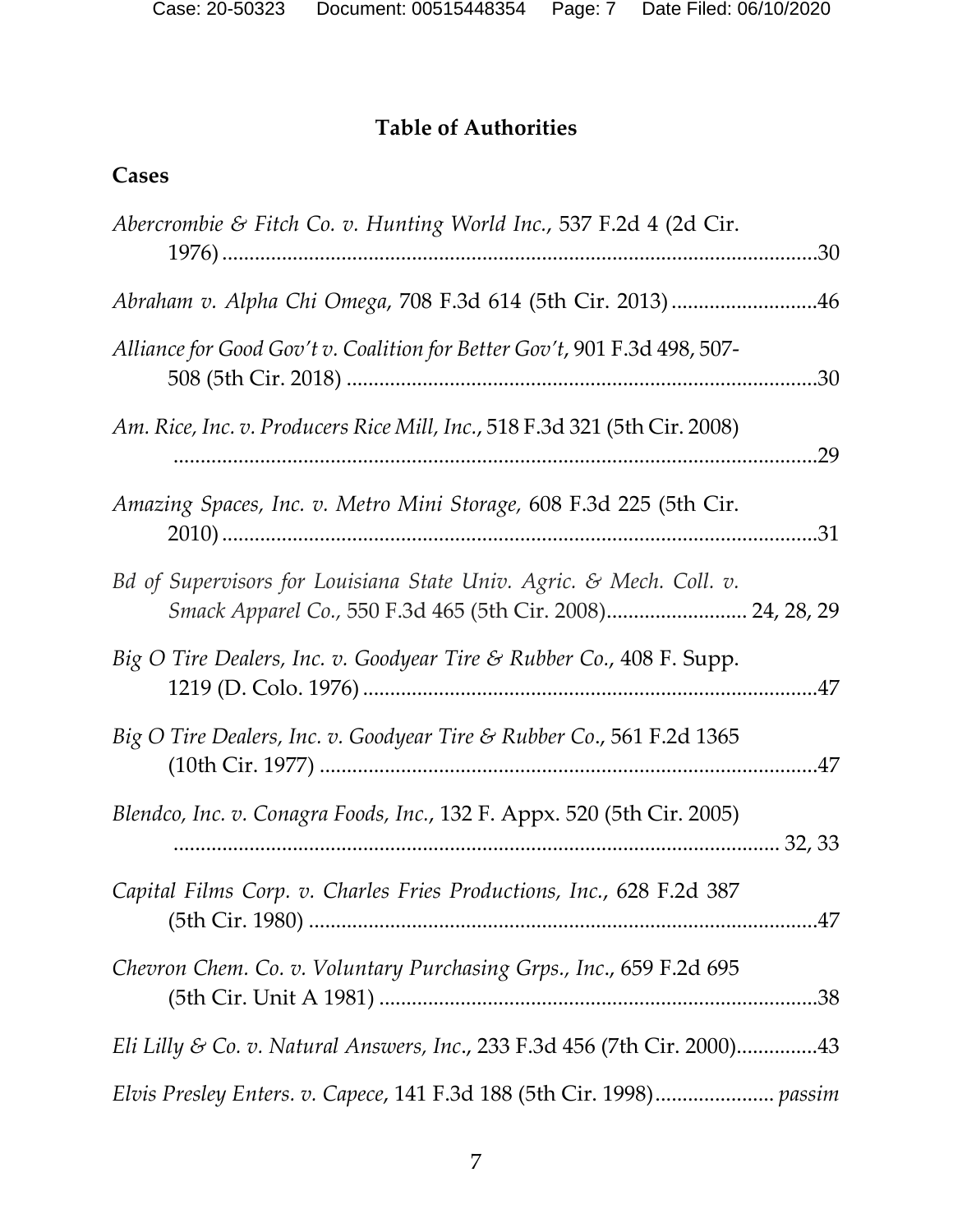# Table of Authorities

## Cases

*Abercrombie & Fitch Co. v. Hunting World Inc.*, 537 F.2d 4 (2d Cir. 1976) ............................................................................................................30

*Abraham v. Alpha Chi Omega*, 708 F.3d 614 (5th Cir. 2013) ...........................46

*Alliance for Good Gov't v. Coalition for Better Gov't*, 901 F.3d 498, 507-508 (5th Cir. 2018) .......................................................................................30

*Am. Rice, Inc. v. Producers Rice Mill, Inc.*, 518 F.3d 321 (5th Cir. 2008) ..........................................................................................................................29

*Amazing Spaces, Inc. v. Metro Mini Storage,* 608 F.3d 225 (5th Cir. 2010) ..............................................................................................................31

*Bd of Supervisors for Louisiana State Univ. Agric. & Mech. Coll. v. Smack Apparel Co.,* 550 F.3d 465 (5th Cir. 2008).......................... 24, 28, 29

*Big O Tire Dealers, Inc. v. Goodyear Tire & Rubber Co.,* 408 F. Supp. 1219 (D. Colo. 1976) ....................................................................................47

*Big O Tire Dealers, Inc. v. Goodyear Tire & Rubber Co*., 561 F.2d 1365 (10th Cir. 1977) ............................................................................................47

*Blendco, Inc. v. Conagra Foods, Inc.*, 132 F. Appx. 520 (5th Cir. 2005) ................................................................................................................ 32, 33

*Capital Films Corp. v. Charles Fries Productions, Inc.*, 628 F.2d 387 (5th Cir. 1980) .............................................................................................47

*Chevron Chem. Co. v. Voluntary Purchasing Grps., Inc*., 659 F.2d 695 (5th Cir. Unit A 1981) ................................................................................38

*Eli Lilly & Co. v. Natural Answers, Inc*., 233 F.3d 456 (7th Cir. 2000)...............43

*Elvis Presley Enters. v. Capece*, 141 F.3d 188 (5th Cir. 1998)...................... *passim*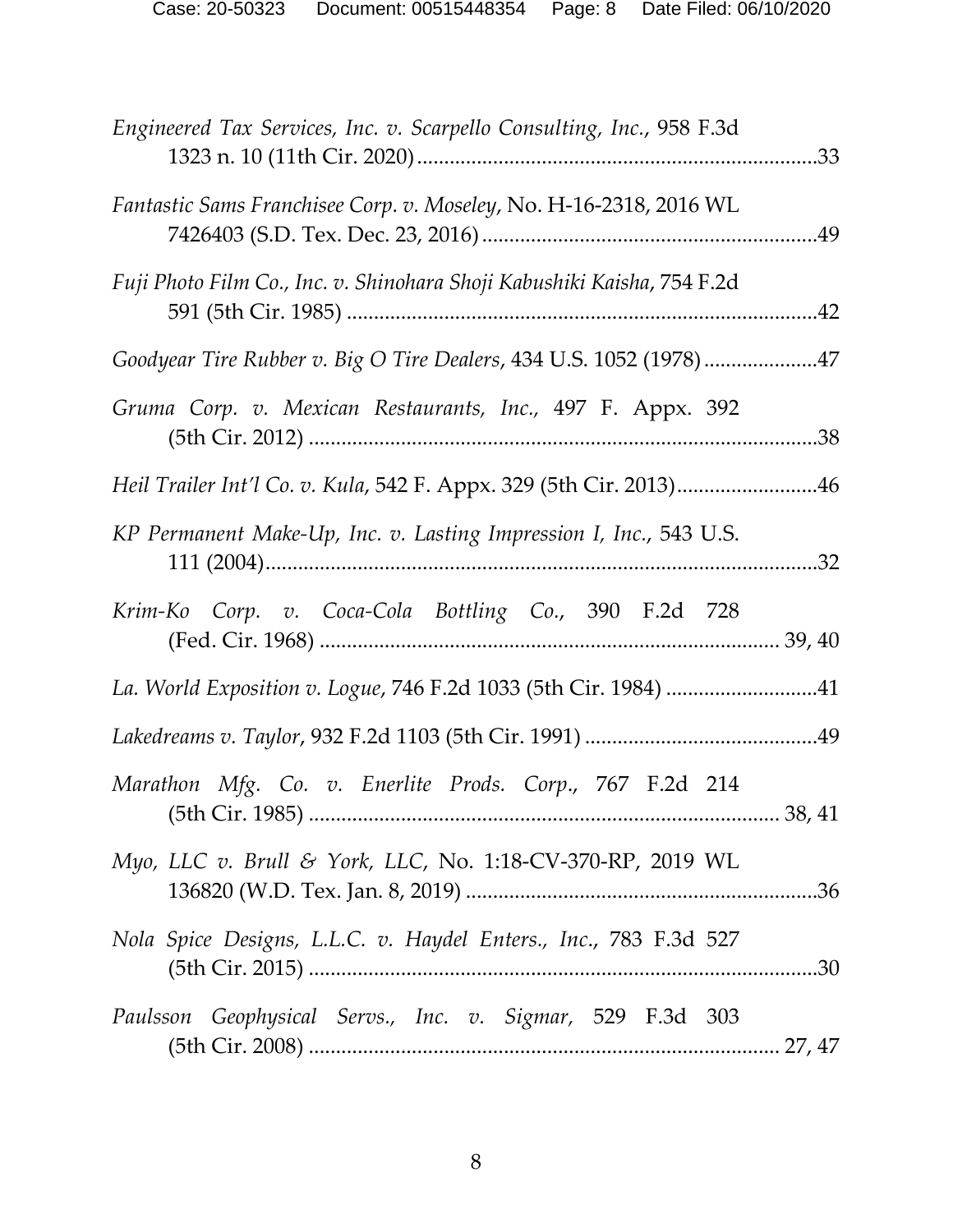*Engineered Tax Services, Inc. v. Scarpello Consulting, Inc.*, 958 F.3d 1323 n. 10 (11th Cir. 2020) ....................................................................... 33

*Fantastic Sams Franchisee Corp. v. Moseley*, No. H-16-2318, 2016 WL 7426403 (S.D. Tex. Dec. 23, 2016) ............................................................. 49

*Fuji Photo Film Co., Inc. v. Shinohara Shoji Kabushiki Kaisha*, 754 F.2d 591 (5th Cir. 1985) ...................................................................................... 42

*Goodyear Tire Rubber v. Big O Tire Dealers*, 434 U.S. 1052 (1978) .................... 47

*Gruma Corp. v. Mexican Restaurants, Inc.*, 497 F. Appx. 392 (5th Cir. 2012) ............................................................................................. 38

*Heil Trailer Int'l Co. v. Kula*, 542 F. Appx. 329 (5th Cir. 2013) .......................... 46

*KP Permanent Make-Up, Inc. v. Lasting Impression I, Inc.*, 543 U.S. 111 (2004) ..................................................................................................... 32

*Krim-Ko Corp. v. Coca-Cola Bottling Co.*, 390 F.2d 728 (Fed. Cir. 1968) .................................................................................... 39, 40

*La. World Exposition v. Logue*, 746 F.2d 1033 (5th Cir. 1984) ............................ 41

*Lakedreams v. Taylor*, 932 F.2d 1103 (5th Cir. 1991) ........................................... 49

*Marathon Mfg. Co. v. Enerlite Prods. Corp.*, 767 F.2d 214 (5th Cir. 1985) ..................................................................................... 38, 41

*Myo, LLC v. Brull & York, LLC*, No. 1:18-CV-370-RP, 2019 WL 136820 (W.D. Tex. Jan. 8, 2019) ................................................................ 36

*Nola Spice Designs, L.L.C. v. Haydel Enters., Inc.*, 783 F.3d 527 (5th Cir. 2015) ............................................................................................. 30

*Paulsson Geophysical Servs., Inc. v. Sigmar*, 529 F.3d 303 (5th Cir. 2008) ..................................................................................... 27, 47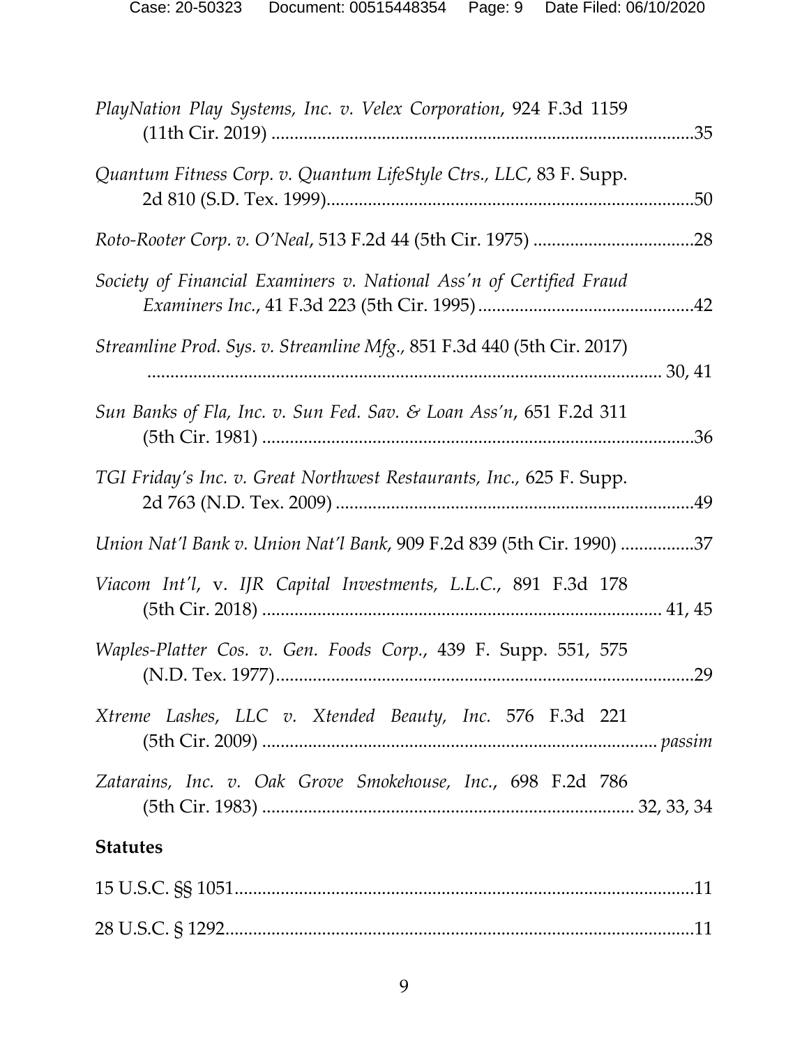*PlayNation Play Systems, Inc. v. Velex Corporation*, 924 F.3d 1159 (11th Cir. 2019) ....................................................................................35

*Quantum Fitness Corp. v. Quantum LifeStyle Ctrs., LLC*, 83 F. Supp. 2d 810 (S.D. Tex. 1999)....................................................................................50

*Roto-Rooter Corp. v. O'Neal*, 513 F.2d 44 (5th Cir. 1975) ...................................28

*Society of Financial Examiners v. National Ass'n of Certified Fraud Examiners Inc.*, 41 F.3d 223 (5th Cir. 1995)...............................................42

*Streamline Prod. Sys. v. Streamline Mfg.*, 851 F.3d 440 (5th Cir. 2017) ................................................................................................................ 30, 41

*Sun Banks of Fla, Inc. v. Sun Fed. Sav. & Loan Ass'n*, 651 F.2d 311 (5th Cir. 1981) ....................................................................................36

*TGI Friday's Inc. v. Great Northwest Restaurants, Inc.*, 625 F. Supp. 2d 763 (N.D. Tex. 2009) ....................................................................................49

*Union Nat'l Bank v. Union Nat'l Bank*, 909 F.2d 839 (5th Cir. 1990) ................37

*Viacom Int'l*, v. *IJR Capital Investments, L.L.C.*, 891 F.3d 178 (5th Cir. 2018) .................................................................................... 41, 45

*Waples-Platter Cos. v. Gen. Foods Corp.*, 439 F. Supp. 551, 575 (N.D. Tex. 1977)....................................................................................29

*Xtreme Lashes, LLC v. Xtended Beauty, Inc.* 576 F.3d 221 (5th Cir. 2009) .................................................................................... *passim*

*Zatarains, Inc. v. Oak Grove Smokehouse, Inc.*, 698 F.2d 786 (5th Cir. 1983) ................................................................................ 32, 33, 34

**Statutes**

15 U.S.C. §§ 1051....................................................................................11

28 U.S.C. § 1292....................................................................................11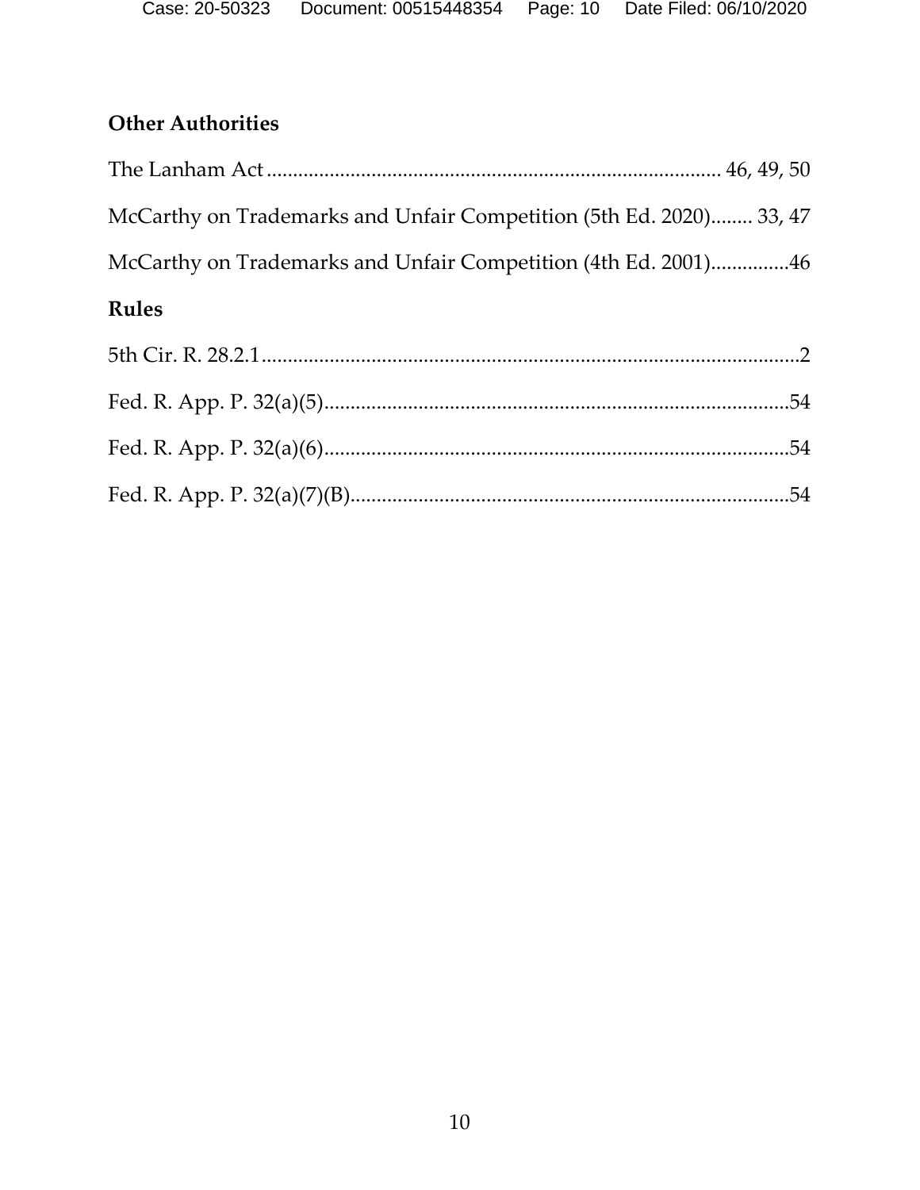## Other Authorities

The Lanham Act .................................................................................... 46, 49, 50

McCarthy on Trademarks and Unfair Competition (5th Ed. 2020)........ 33, 47

McCarthy on Trademarks and Unfair Competition (4th Ed. 2001)...............46

## Rules

5th Cir. R. 28.2.1.......................................................................................................2

Fed. R. App. P. 32(a)(5)..........................................................................................54

Fed. R. App. P. 32(a)(6)..........................................................................................54

Fed. R. App. P. 32(a)(7)(B).....................................................................................54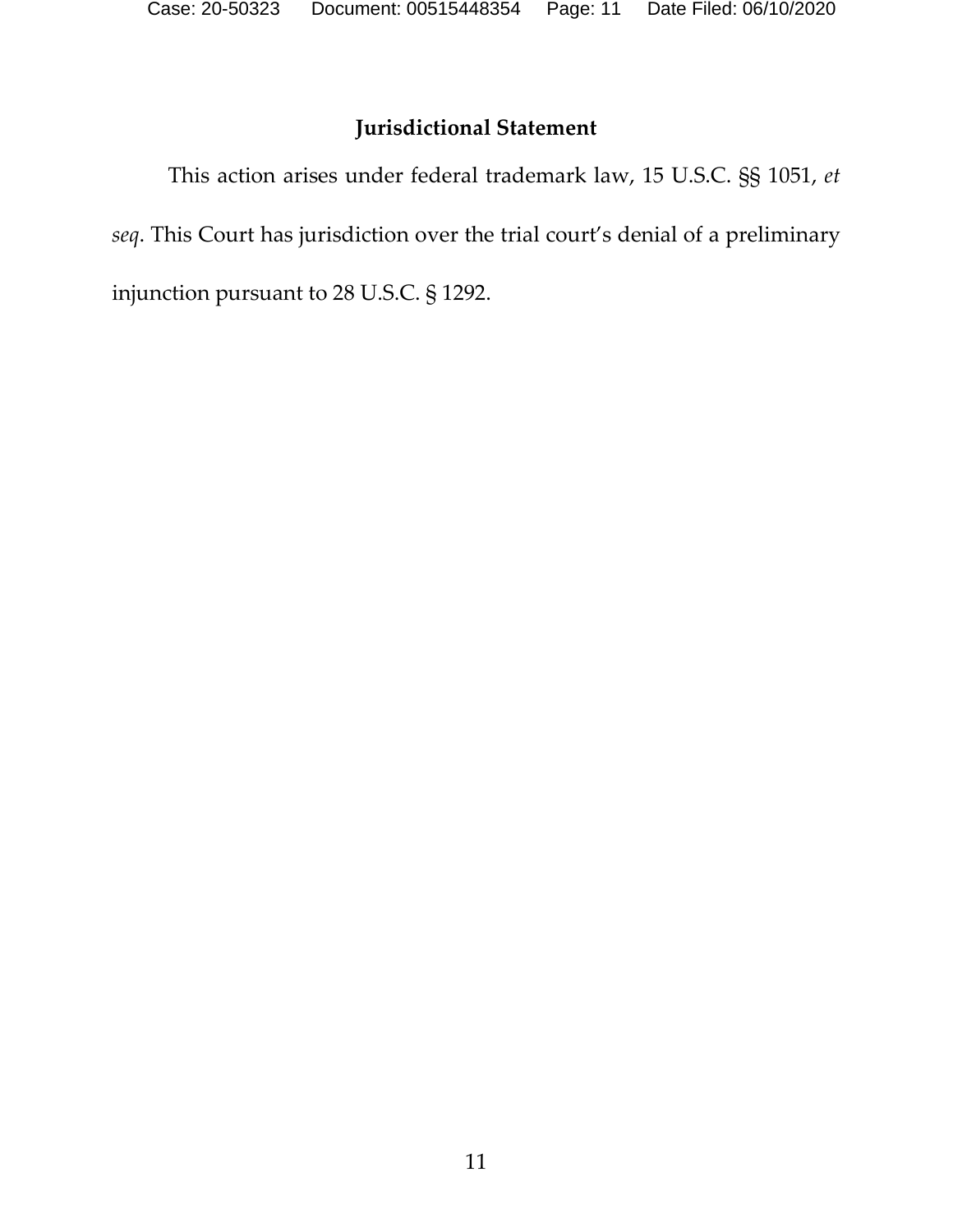## Jurisdictional Statement

This action arises under federal trademark law, 15 U.S.C. §§ 1051, *et seq*. This Court has jurisdiction over the trial court's denial of a preliminary injunction pursuant to 28 U.S.C. § 1292.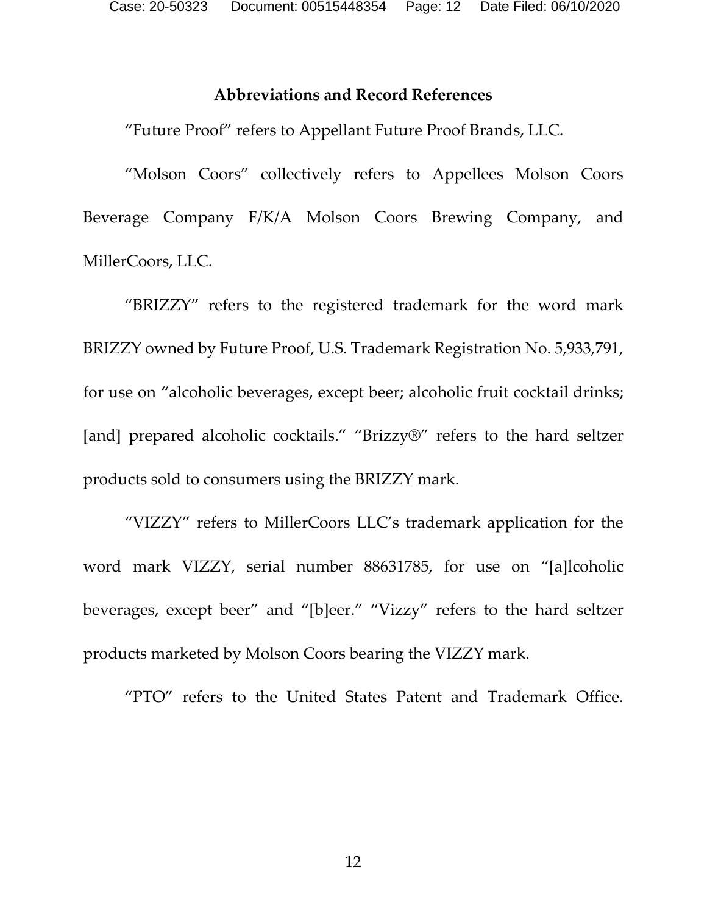## Abbreviations and Record References

"Future Proof" refers to Appellant Future Proof Brands, LLC.

"Molson Coors" collectively refers to Appellees Molson Coors Beverage Company F/K/A Molson Coors Brewing Company, and MillerCoors, LLC.

"BRIZZY" refers to the registered trademark for the word mark BRIZZY owned by Future Proof, U.S. Trademark Registration No. 5,933,791, for use on "alcoholic beverages, except beer; alcoholic fruit cocktail drinks; [and] prepared alcoholic cocktails." "Brizzy®" refers to the hard seltzer products sold to consumers using the BRIZZY mark.

"VIZZY" refers to MillerCoors LLC's trademark application for the word mark VIZZY, serial number 88631785, for use on "[a]lcoholic beverages, except beer" and "[b]eer." "Vizzy" refers to the hard seltzer products marketed by Molson Coors bearing the VIZZY mark.

"PTO" refers to the United States Patent and Trademark Office.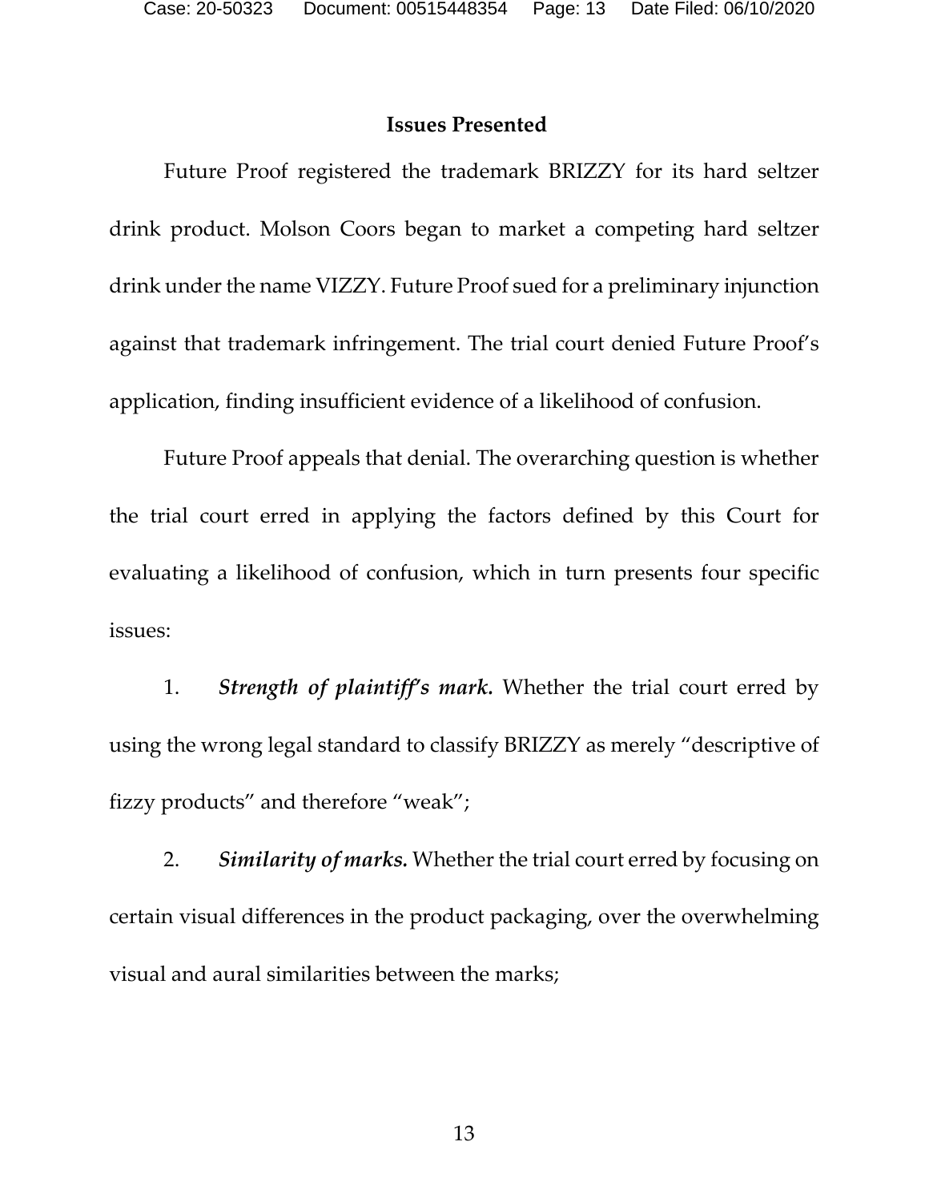## Issues Presented

Future Proof registered the trademark BRIZZY for its hard seltzer drink product. Molson Coors began to market a competing hard seltzer drink under the name VIZZY. Future Proof sued for a preliminary injunction against that trademark infringement. The trial court denied Future Proof's application, finding insufficient evidence of a likelihood of confusion.

Future Proof appeals that denial. The overarching question is whether the trial court erred in applying the factors defined by this Court for evaluating a likelihood of confusion, which in turn presents four specific issues:

1. ***Strength of plaintiff's mark.*** Whether the trial court erred by using the wrong legal standard to classify BRIZZY as merely "descriptive of fizzy products" and therefore "weak";

2. ***Similarity of marks.*** Whether the trial court erred by focusing on certain visual differences in the product packaging, over the overwhelming visual and aural similarities between the marks;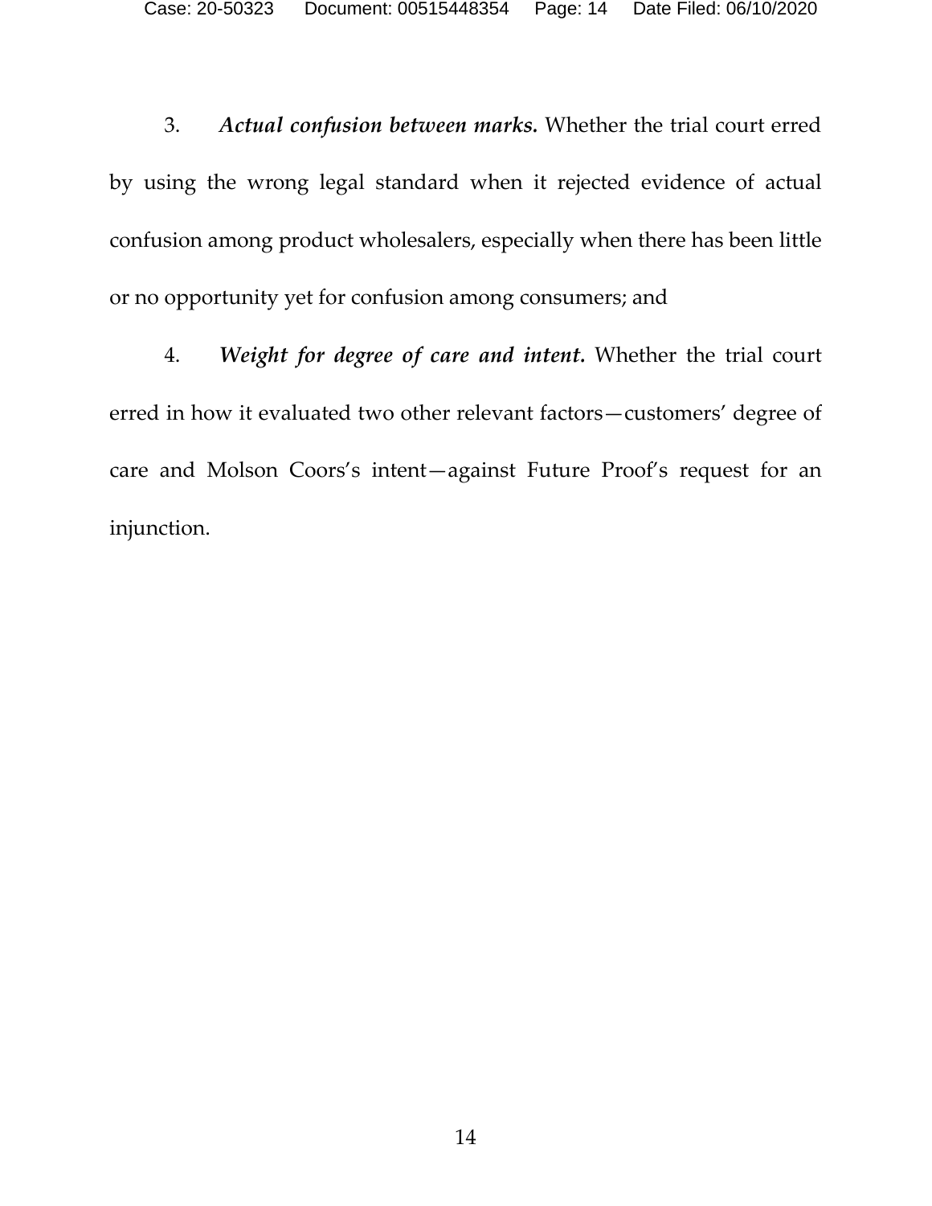3. ***Actual confusion between marks.*** Whether the trial court erred by using the wrong legal standard when it rejected evidence of actual confusion among product wholesalers, especially when there has been little or no opportunity yet for confusion among consumers; and

4. ***Weight for degree of care and intent.*** Whether the trial court erred in how it evaluated two other relevant factors—customers' degree of care and Molson Coors's intent—against Future Proof's request for an injunction.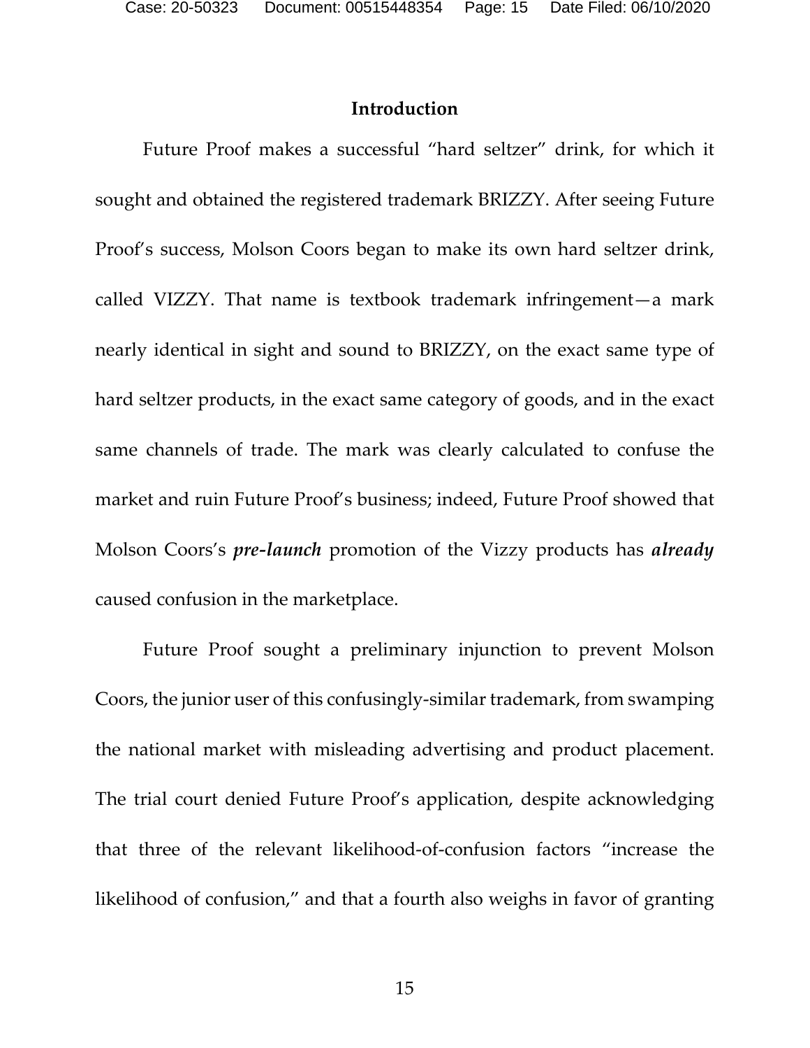## Introduction

Future Proof makes a successful "hard seltzer" drink, for which it sought and obtained the registered trademark BRIZZY. After seeing Future Proof's success, Molson Coors began to make its own hard seltzer drink, called VIZZY. That name is textbook trademark infringement—a mark nearly identical in sight and sound to BRIZZY, on the exact same type of hard seltzer products, in the exact same category of goods, and in the exact same channels of trade. The mark was clearly calculated to confuse the market and ruin Future Proof's business; indeed, Future Proof showed that Molson Coors's ***pre-launch*** promotion of the Vizzy products has ***already*** caused confusion in the marketplace.

Future Proof sought a preliminary injunction to prevent Molson Coors, the junior user of this confusingly-similar trademark, from swamping the national market with misleading advertising and product placement. The trial court denied Future Proof's application, despite acknowledging that three of the relevant likelihood-of-confusion factors "increase the likelihood of confusion," and that a fourth also weighs in favor of granting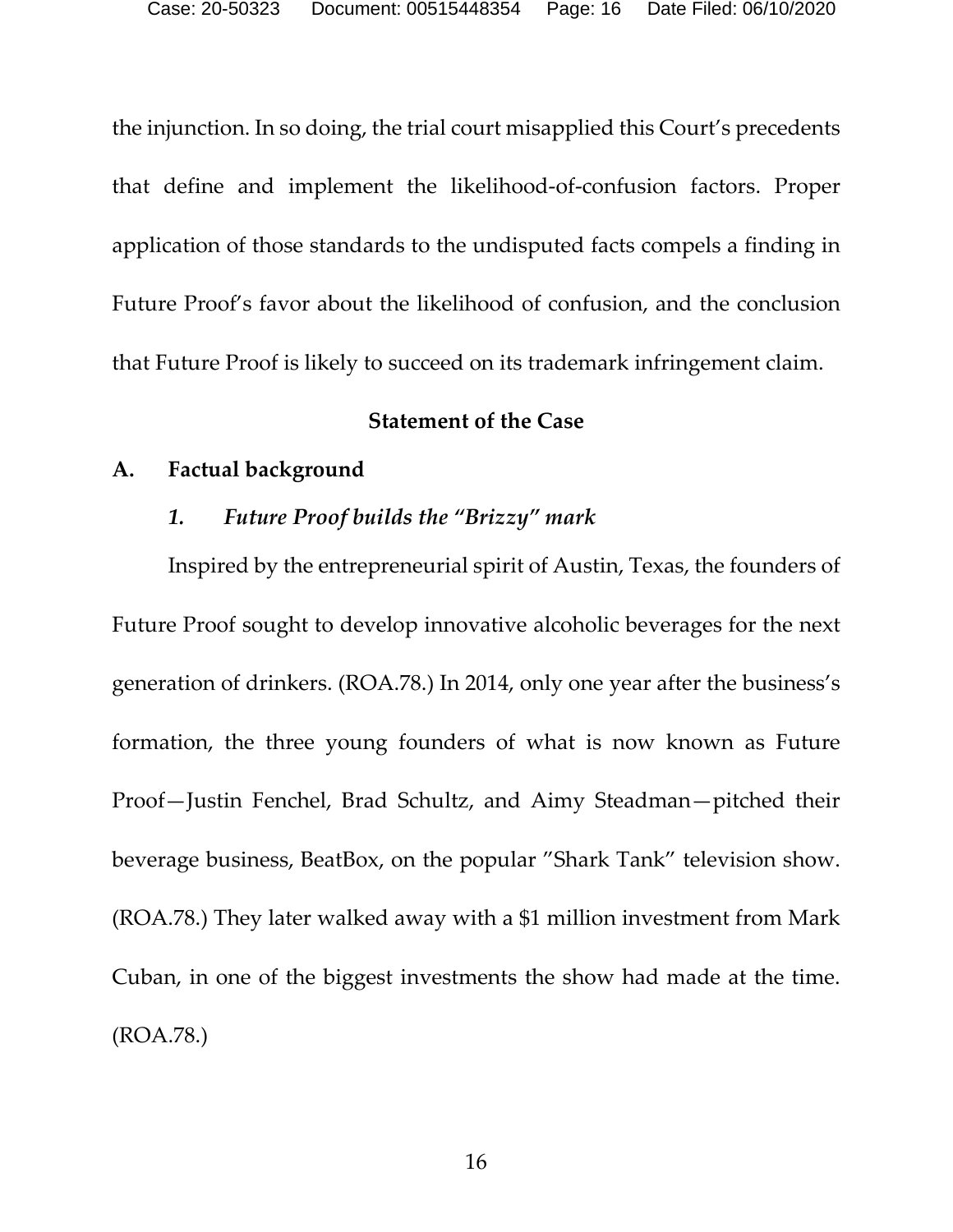the injunction. In so doing, the trial court misapplied this Court's precedents that define and implement the likelihood-of-confusion factors. Proper application of those standards to the undisputed facts compels a finding in Future Proof's favor about the likelihood of confusion, and the conclusion that Future Proof is likely to succeed on its trademark infringement claim.

## Statement of the Case

### A. Factual background

#### *1. Future Proof builds the "Brizzy" mark*

Inspired by the entrepreneurial spirit of Austin, Texas, the founders of Future Proof sought to develop innovative alcoholic beverages for the next generation of drinkers. (ROA.78.) In 2014, only one year after the business's formation, the three young founders of what is now known as Future Proof—Justin Fenchel, Brad Schultz, and Aimy Steadman—pitched their beverage business, BeatBox, on the popular "Shark Tank" television show. (ROA.78.) They later walked away with a $1 million investment from Mark Cuban, in one of the biggest investments the show had made at the time. (ROA.78.)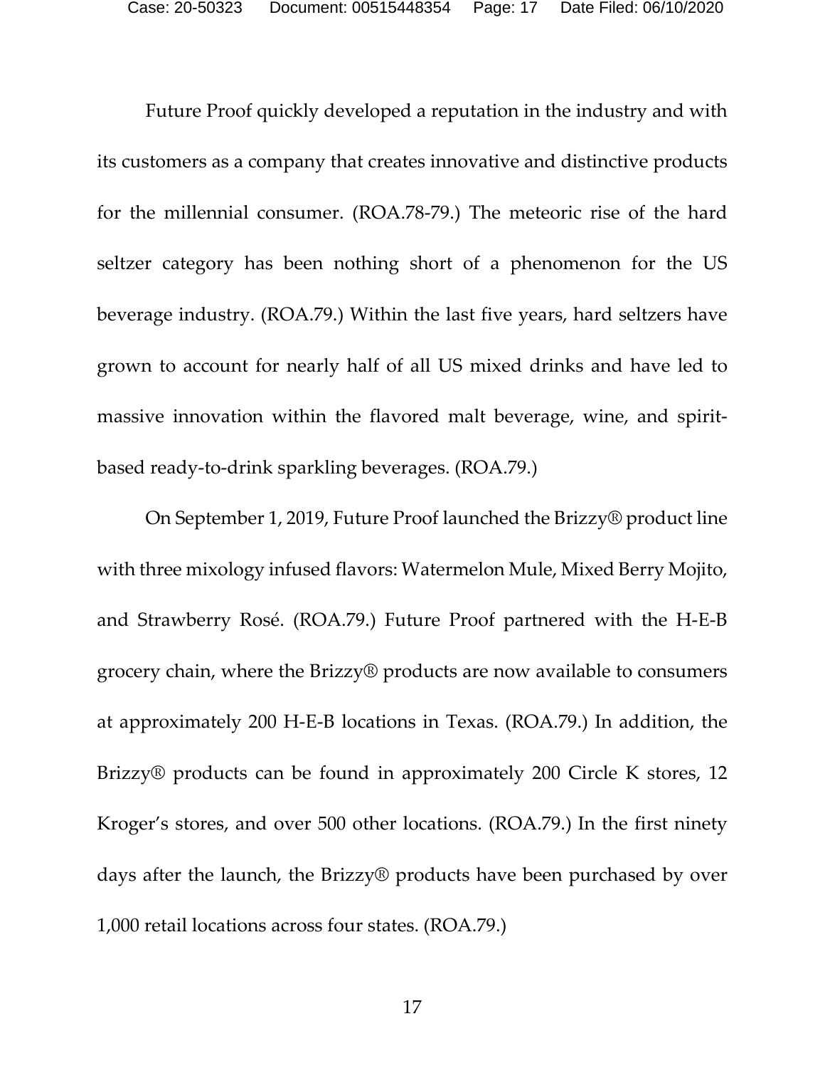Future Proof quickly developed a reputation in the industry and with its customers as a company that creates innovative and distinctive products for the millennial consumer. (ROA.78-79.) The meteoric rise of the hard seltzer category has been nothing short of a phenomenon for the US beverage industry. (ROA.79.) Within the last five years, hard seltzers have grown to account for nearly half of all US mixed drinks and have led to massive innovation within the flavored malt beverage, wine, and spirit-based ready-to-drink sparkling beverages. (ROA.79.)

On September 1, 2019, Future Proof launched the Brizzy® product line with three mixology infused flavors: Watermelon Mule, Mixed Berry Mojito, and Strawberry Rosé. (ROA.79.) Future Proof partnered with the H-E-B grocery chain, where the Brizzy® products are now available to consumers at approximately 200 H-E-B locations in Texas. (ROA.79.) In addition, the Brizzy® products can be found in approximately 200 Circle K stores, 12 Kroger's stores, and over 500 other locations. (ROA.79.) In the first ninety days after the launch, the Brizzy® products have been purchased by over 1,000 retail locations across four states. (ROA.79.)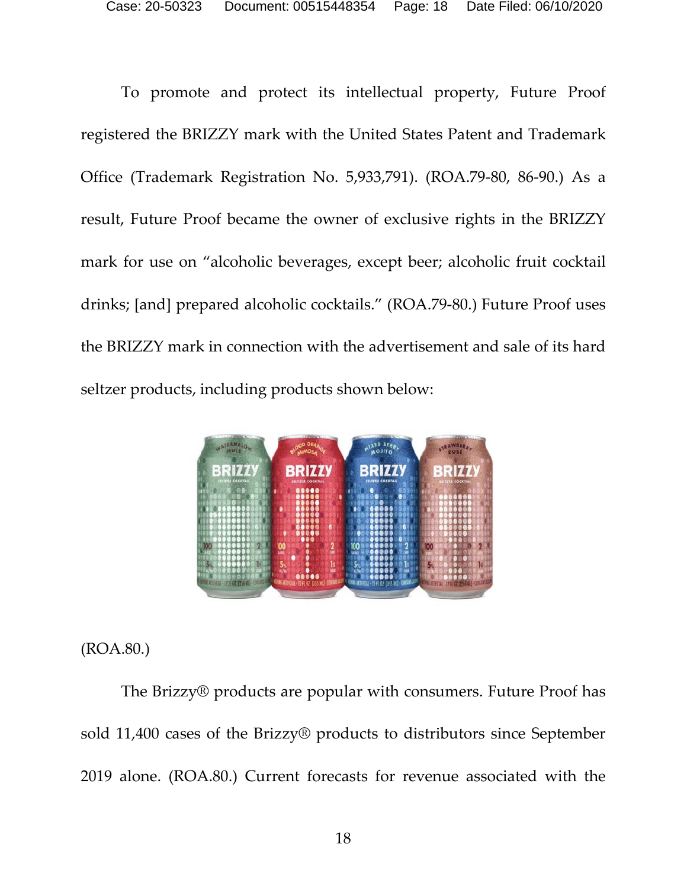To promote and protect its intellectual property, Future Proof registered the BRIZZY mark with the United States Patent and Trademark Office (Trademark Registration No. 5,933,791). (ROA.79-80, 86-90.) As a result, Future Proof became the owner of exclusive rights in the BRIZZY mark for use on "alcoholic beverages, except beer; alcoholic fruit cocktail drinks; [and] prepared alcoholic cocktails." (ROA.79-80.) Future Proof uses the BRIZZY mark in connection with the advertisement and sale of its hard seltzer products, including products shown below:

(ROA.80.)

The Brizzy® products are popular with consumers. Future Proof has sold 11,400 cases of the Brizzy® products to distributors since September 2019 alone. (ROA.80.) Current forecasts for revenue associated with the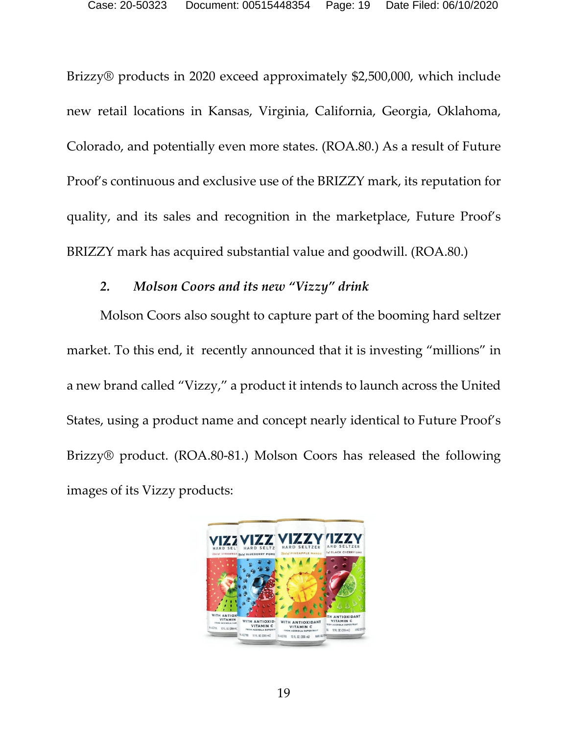Brizzy® products in 2020 exceed approximately $2,500,000, which include new retail locations in Kansas, Virginia, California, Georgia, Oklahoma, Colorado, and potentially even more states. (ROA.80.) As a result of Future Proof's continuous and exclusive use of the BRIZZY mark, its reputation for quality, and its sales and recognition in the marketplace, Future Proof's BRIZZY mark has acquired substantial value and goodwill. (ROA.80.)

### 2. *Molson Coors and its new "Vizzy" drink*

Molson Coors also sought to capture part of the booming hard seltzer market. To this end, it recently announced that it is investing "millions" in a new brand called "Vizzy," a product it intends to launch across the United States, using a product name and concept nearly identical to Future Proof's Brizzy® product. (ROA.80-81.) Molson Coors has released the following images of its Vizzy products: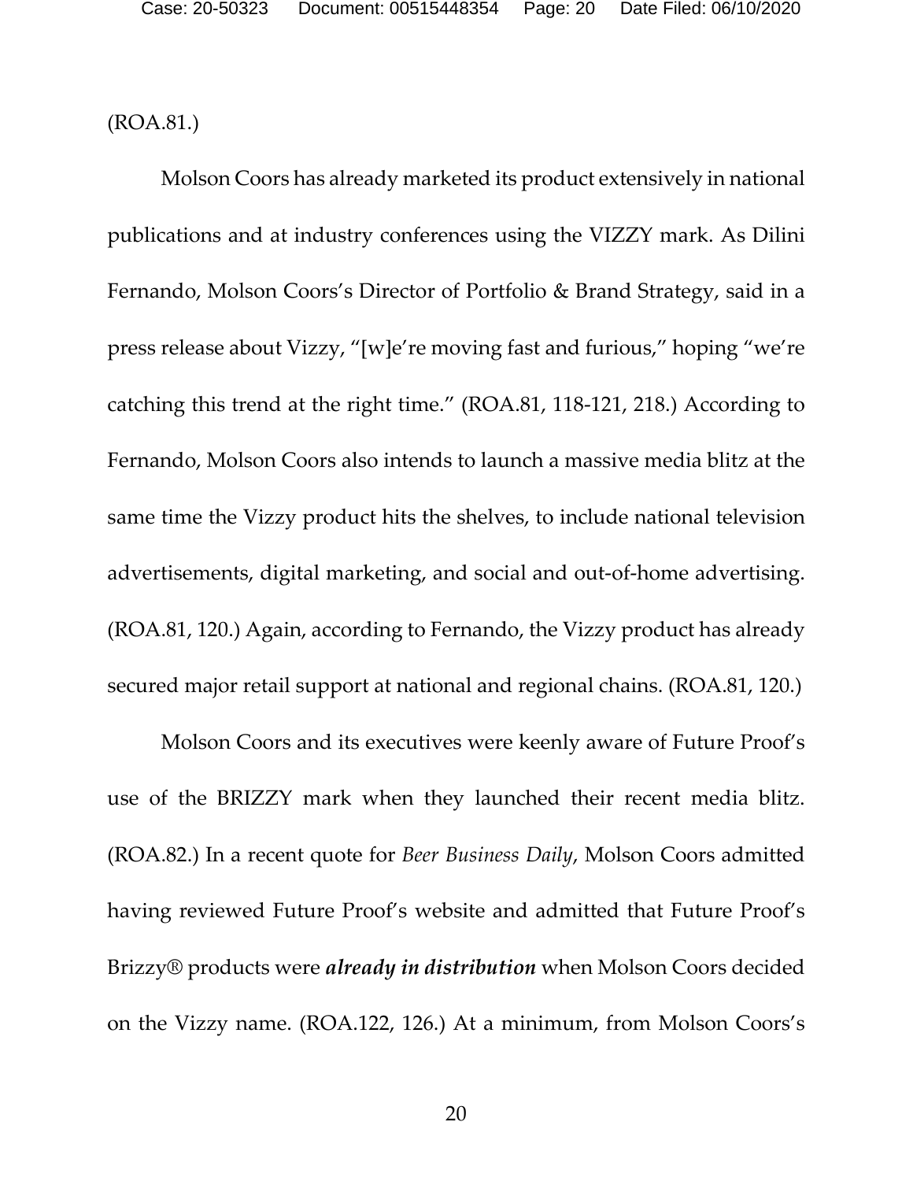(ROA.81.)

Molson Coors has already marketed its product extensively in national publications and at industry conferences using the VIZZY mark. As Dilini Fernando, Molson Coors's Director of Portfolio & Brand Strategy, said in a press release about Vizzy, "[w]e're moving fast and furious," hoping "we're catching this trend at the right time." (ROA.81, 118-121, 218.) According to Fernando, Molson Coors also intends to launch a massive media blitz at the same time the Vizzy product hits the shelves, to include national television advertisements, digital marketing, and social and out-of-home advertising. (ROA.81, 120.) Again, according to Fernando, the Vizzy product has already secured major retail support at national and regional chains. (ROA.81, 120.)

Molson Coors and its executives were keenly aware of Future Proof's use of the BRIZZY mark when they launched their recent media blitz. (ROA.82.) In a recent quote for *Beer Business Daily*, Molson Coors admitted having reviewed Future Proof's website and admitted that Future Proof's Brizzy® products were ***already in distribution*** when Molson Coors decided on the Vizzy name. (ROA.122, 126.) At a minimum, from Molson Coors's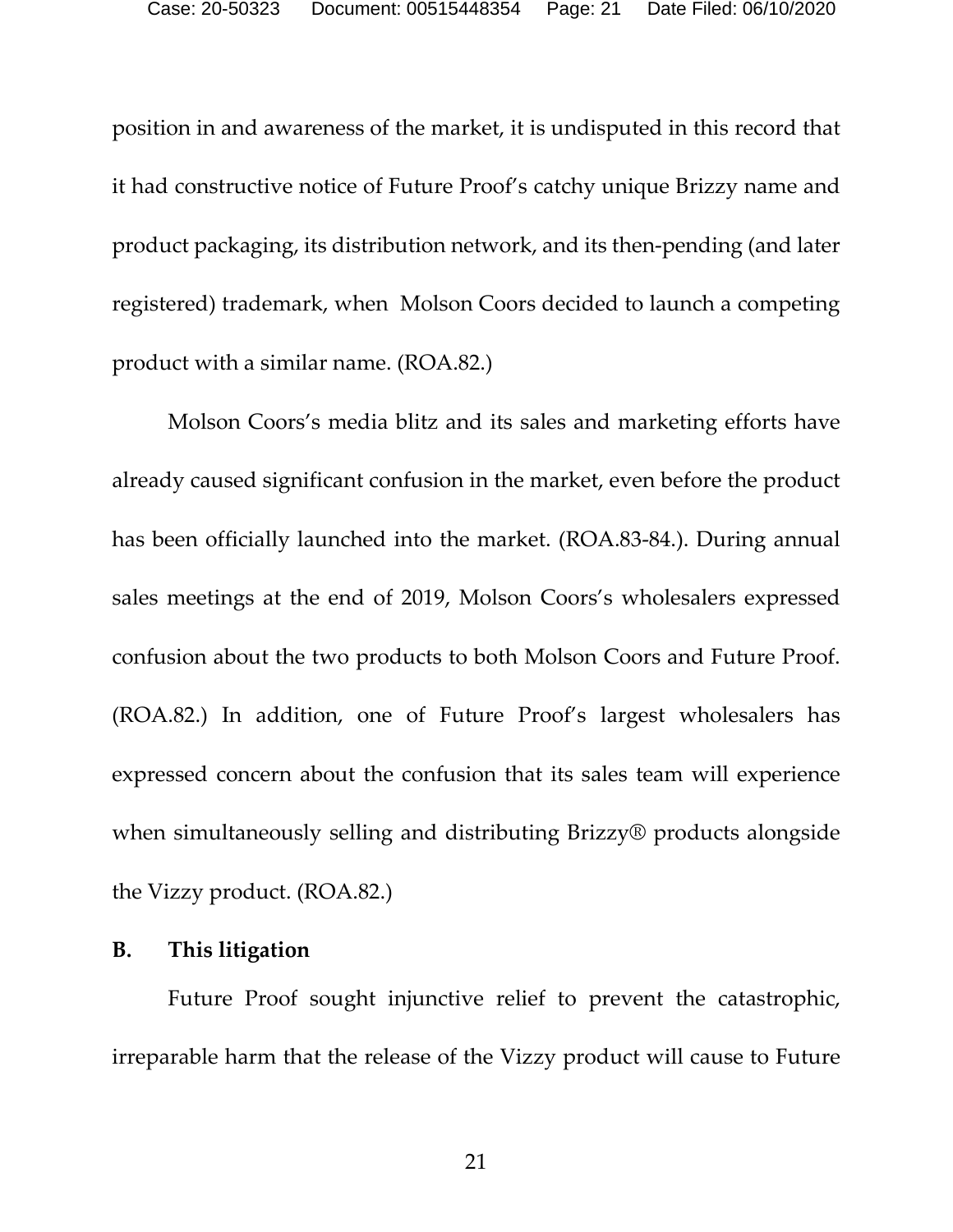position in and awareness of the market, it is undisputed in this record that it had constructive notice of Future Proof's catchy unique Brizzy name and product packaging, its distribution network, and its then-pending (and later registered) trademark, when Molson Coors decided to launch a competing product with a similar name. (ROA.82.)

Molson Coors's media blitz and its sales and marketing efforts have already caused significant confusion in the market, even before the product has been officially launched into the market. (ROA.83-84.). During annual sales meetings at the end of 2019, Molson Coors's wholesalers expressed confusion about the two products to both Molson Coors and Future Proof. (ROA.82.) In addition, one of Future Proof's largest wholesalers has expressed concern about the confusion that its sales team will experience when simultaneously selling and distributing Brizzy® products alongside the Vizzy product. (ROA.82.)

### B. This litigation

Future Proof sought injunctive relief to prevent the catastrophic, irreparable harm that the release of the Vizzy product will cause to Future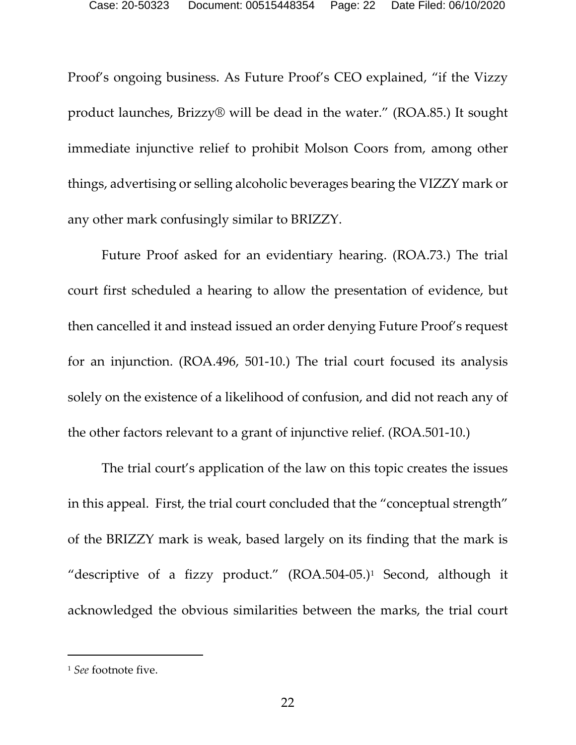Proof's ongoing business. As Future Proof's CEO explained, "if the Vizzy product launches, Brizzy® will be dead in the water." (ROA.85.) It sought immediate injunctive relief to prohibit Molson Coors from, among other things, advertising or selling alcoholic beverages bearing the VIZZY mark or any other mark confusingly similar to BRIZZY.

Future Proof asked for an evidentiary hearing. (ROA.73.) The trial court first scheduled a hearing to allow the presentation of evidence, but then cancelled it and instead issued an order denying Future Proof's request for an injunction. (ROA.496, 501-10.) The trial court focused its analysis solely on the existence of a likelihood of confusion, and did not reach any of the other factors relevant to a grant of injunctive relief. (ROA.501-10.)

The trial court's application of the law on this topic creates the issues in this appeal. First, the trial court concluded that the "conceptual strength" of the BRIZZY mark is weak, based largely on its finding that the mark is "descriptive of a fizzy product." (ROA.504-05.)[1] Second, although it acknowledged the obvious similarities between the marks, the trial court

[1] *See* footnote five.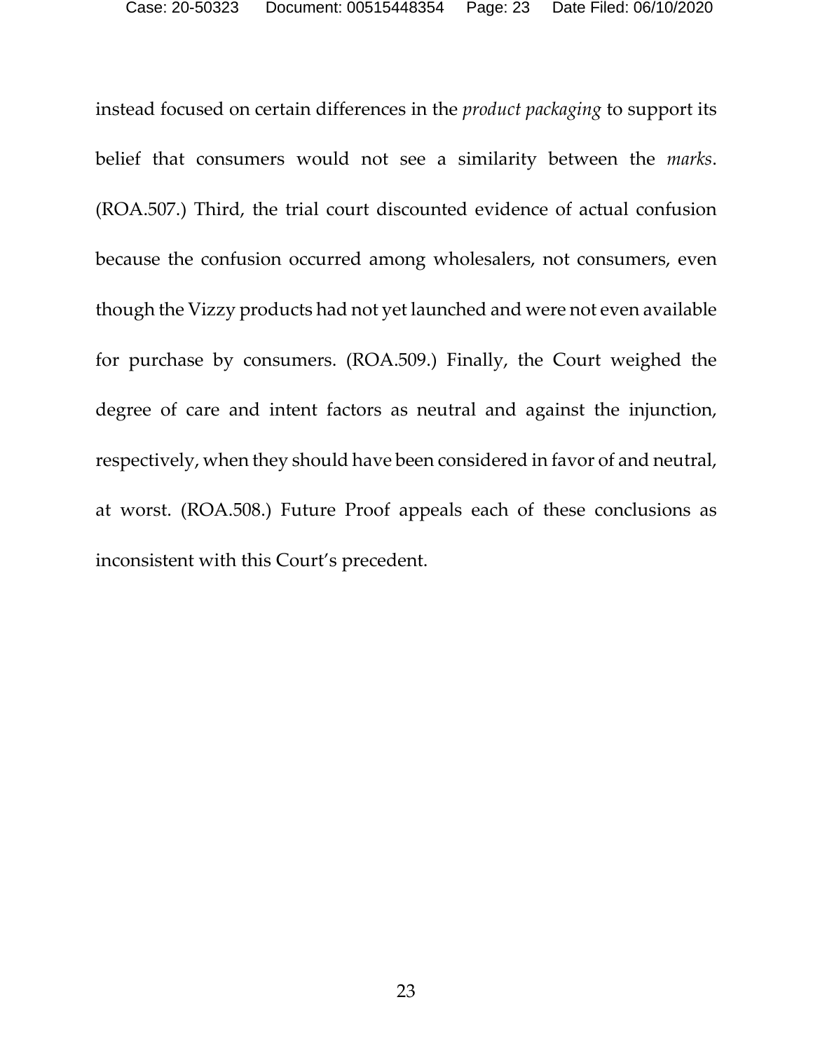instead focused on certain differences in the *product packaging* to support its belief that consumers would not see a similarity between the *marks*. (ROA.507.) Third, the trial court discounted evidence of actual confusion because the confusion occurred among wholesalers, not consumers, even though the Vizzy products had not yet launched and were not even available for purchase by consumers. (ROA.509.) Finally, the Court weighed the degree of care and intent factors as neutral and against the injunction, respectively, when they should have been considered in favor of and neutral, at worst. (ROA.508.) Future Proof appeals each of these conclusions as inconsistent with this Court's precedent.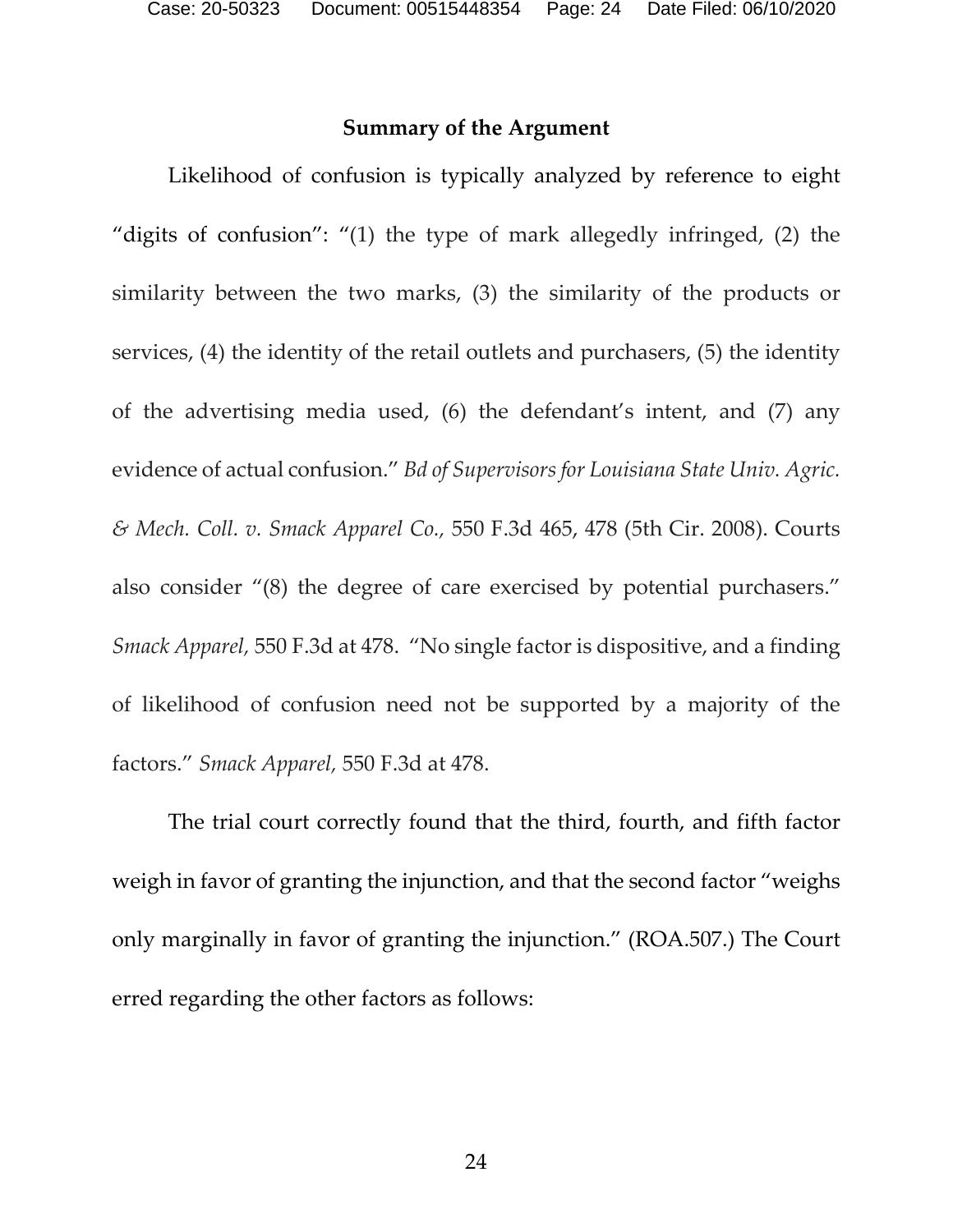## Summary of the Argument

Likelihood of confusion is typically analyzed by reference to eight "digits of confusion": "(1) the type of mark allegedly infringed, (2) the similarity between the two marks, (3) the similarity of the products or services, (4) the identity of the retail outlets and purchasers, (5) the identity of the advertising media used, (6) the defendant's intent, and (7) any evidence of actual confusion." *Bd of Supervisors for Louisiana State Univ. Agric. & Mech. Coll. v. Smack Apparel Co.,* 550 F.3d 465, 478 (5th Cir. 2008). Courts also consider "(8) the degree of care exercised by potential purchasers." *Smack Apparel,* 550 F.3d at 478. "No single factor is dispositive, and a finding of likelihood of confusion need not be supported by a majority of the factors." *Smack Apparel,* 550 F.3d at 478.

The trial court correctly found that the third, fourth, and fifth factor weigh in favor of granting the injunction, and that the second factor "weighs only marginally in favor of granting the injunction." (ROA.507.) The Court erred regarding the other factors as follows: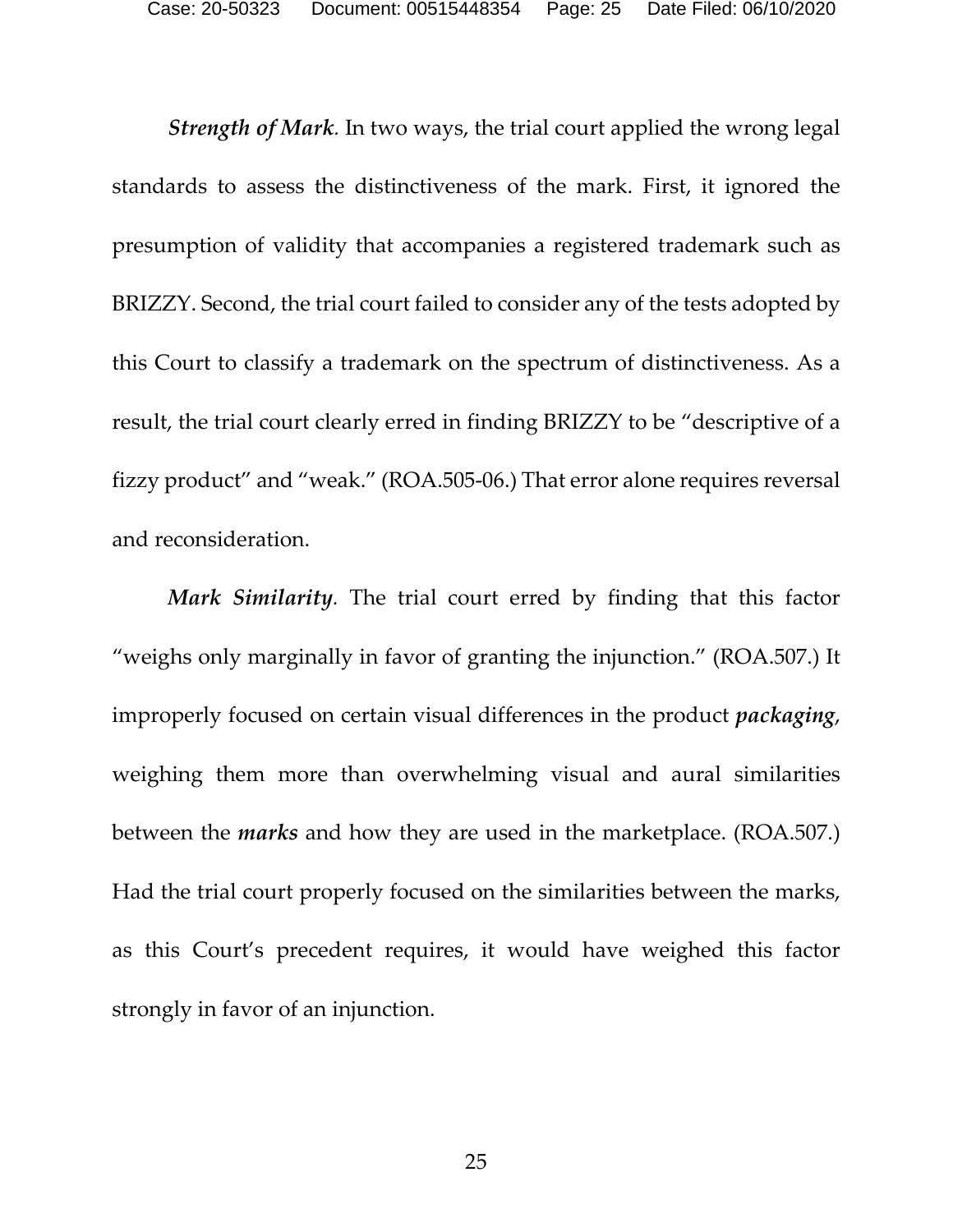***Strength of Mark.*** In two ways, the trial court applied the wrong legal standards to assess the distinctiveness of the mark. First, it ignored the presumption of validity that accompanies a registered trademark such as BRIZZY. Second, the trial court failed to consider any of the tests adopted by this Court to classify a trademark on the spectrum of distinctiveness. As a result, the trial court clearly erred in finding BRIZZY to be "descriptive of a fizzy product" and "weak." (ROA.505-06.) That error alone requires reversal and reconsideration.

***Mark Similarity.*** The trial court erred by finding that this factor "weighs only marginally in favor of granting the injunction." (ROA.507.) It improperly focused on certain visual differences in the product ***packaging***, weighing them more than overwhelming visual and aural similarities between the ***marks*** and how they are used in the marketplace. (ROA.507.) Had the trial court properly focused on the similarities between the marks, as this Court's precedent requires, it would have weighed this factor strongly in favor of an injunction.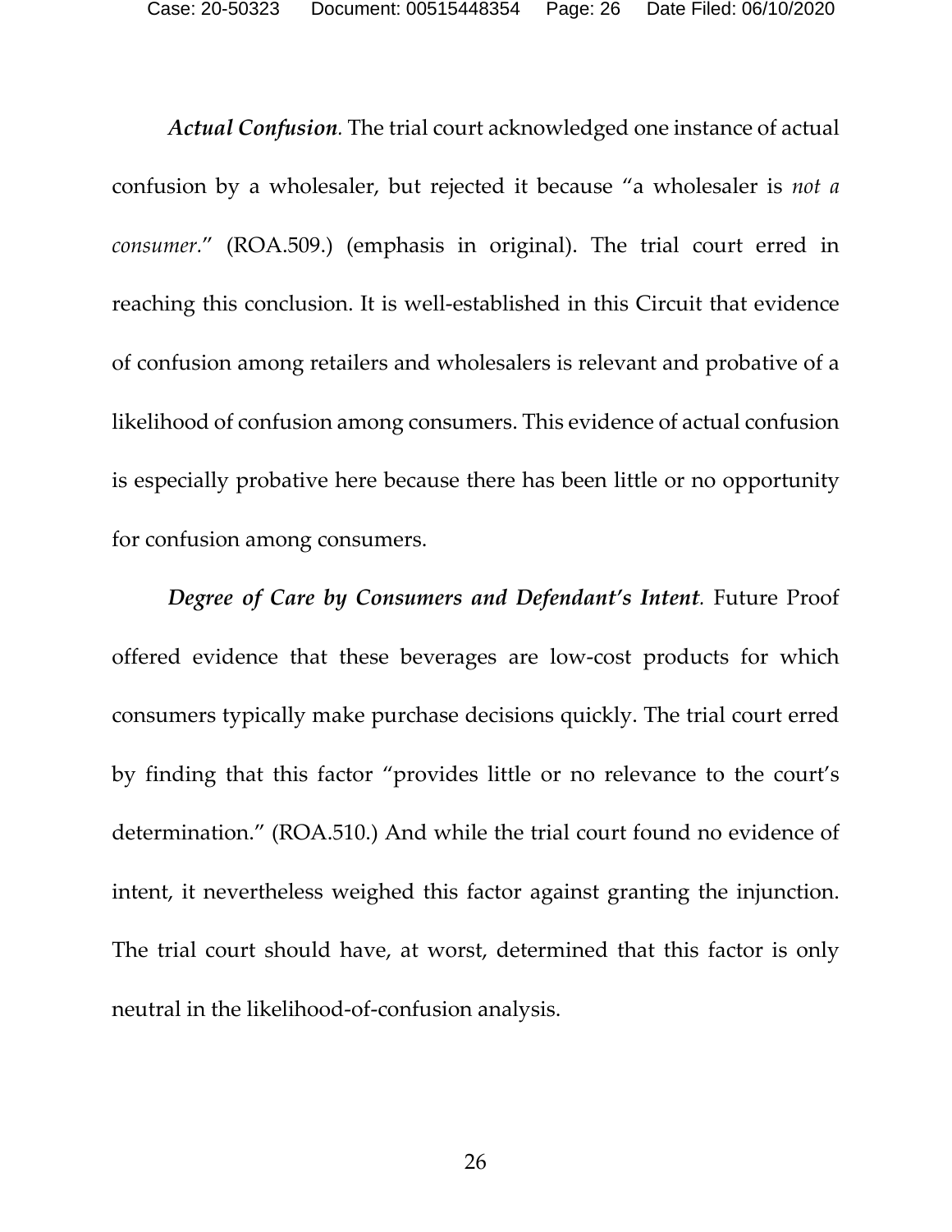***Actual Confusion.*** The trial court acknowledged one instance of actual confusion by a wholesaler, but rejected it because "a wholesaler is *not a consumer*." (ROA.509.) (emphasis in original). The trial court erred in reaching this conclusion. It is well-established in this Circuit that evidence of confusion among retailers and wholesalers is relevant and probative of a likelihood of confusion among consumers. This evidence of actual confusion is especially probative here because there has been little or no opportunity for confusion among consumers.

***Degree of Care by Consumers and Defendant's Intent.*** Future Proof offered evidence that these beverages are low-cost products for which consumers typically make purchase decisions quickly. The trial court erred by finding that this factor "provides little or no relevance to the court's determination." (ROA.510.) And while the trial court found no evidence of intent, it nevertheless weighed this factor against granting the injunction. The trial court should have, at worst, determined that this factor is only neutral in the likelihood-of-confusion analysis.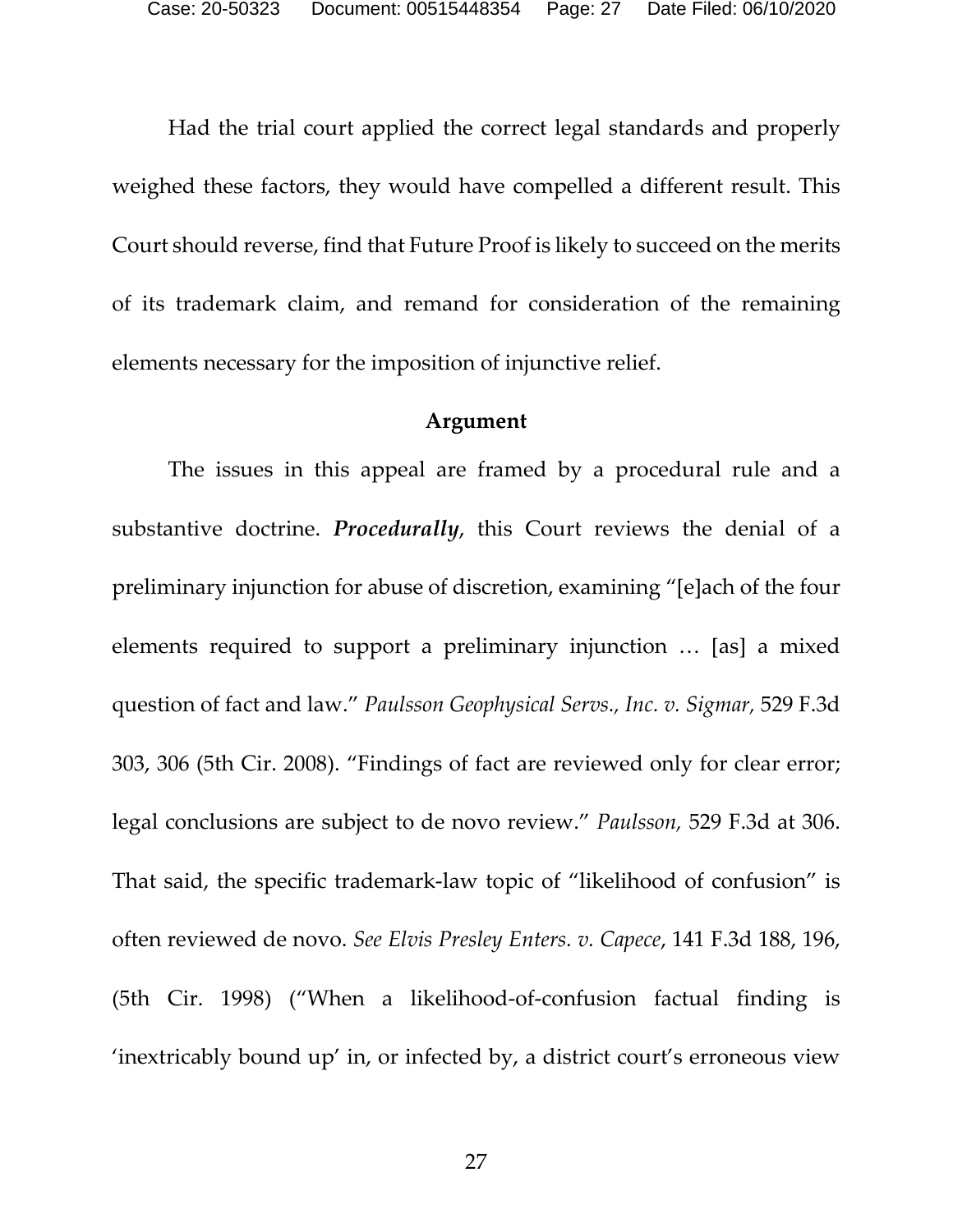Had the trial court applied the correct legal standards and properly weighed these factors, they would have compelled a different result. This Court should reverse, find that Future Proof is likely to succeed on the merits of its trademark claim, and remand for consideration of the remaining elements necessary for the imposition of injunctive relief.

## Argument

The issues in this appeal are framed by a procedural rule and a substantive doctrine. ***Procedurally***, this Court reviews the denial of a preliminary injunction for abuse of discretion, examining "[e]ach of the four elements required to support a preliminary injunction … [as] a mixed question of fact and law." *Paulsson Geophysical Servs., Inc. v. Sigmar,* 529 F.3d 303, 306 (5th Cir. 2008). "Findings of fact are reviewed only for clear error; legal conclusions are subject to de novo review." *Paulsson,* 529 F.3d at 306. That said, the specific trademark-law topic of "likelihood of confusion" is often reviewed de novo. *See Elvis Presley Enters. v. Capece*, 141 F.3d 188, 196, (5th Cir. 1998) ("When a likelihood-of-confusion factual finding is 'inextricably bound up' in, or infected by, a district court's erroneous view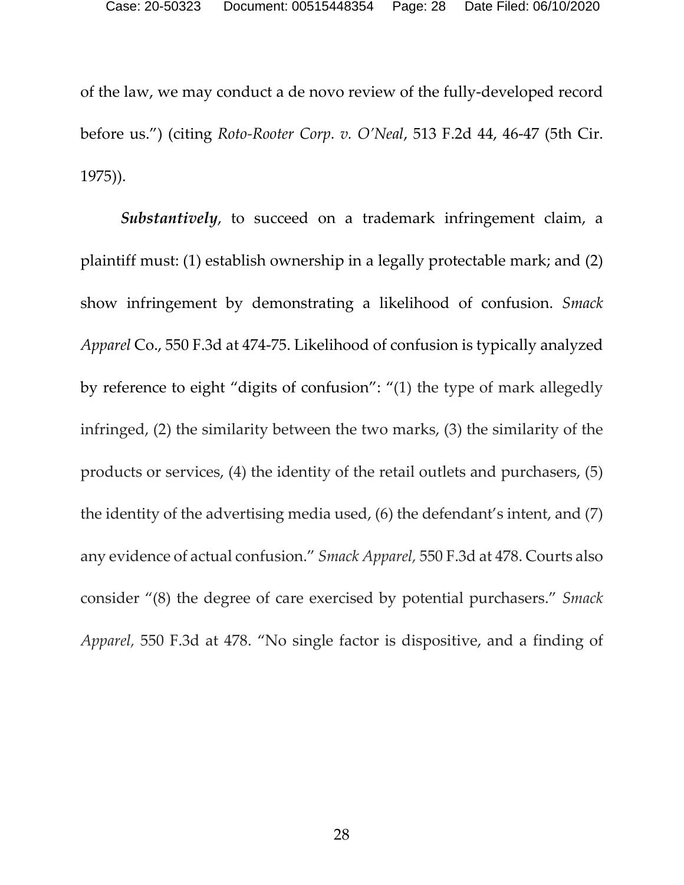of the law, we may conduct a de novo review of the fully-developed record before us.") (citing *Roto-Rooter Corp. v. O'Neal*, 513 F.2d 44, 46-47 (5th Cir. 1975)).

***Substantively***, to succeed on a trademark infringement claim, a plaintiff must: (1) establish ownership in a legally protectable mark; and (2) show infringement by demonstrating a likelihood of confusion. *Smack Apparel* Co., 550 F.3d at 474-75. Likelihood of confusion is typically analyzed by reference to eight "digits of confusion": "(1) the type of mark allegedly infringed, (2) the similarity between the two marks, (3) the similarity of the products or services, (4) the identity of the retail outlets and purchasers, (5) the identity of the advertising media used, (6) the defendant's intent, and (7) any evidence of actual confusion." *Smack Apparel*, 550 F.3d at 478. Courts also consider "(8) the degree of care exercised by potential purchasers." *Smack Apparel*, 550 F.3d at 478. "No single factor is dispositive, and a finding of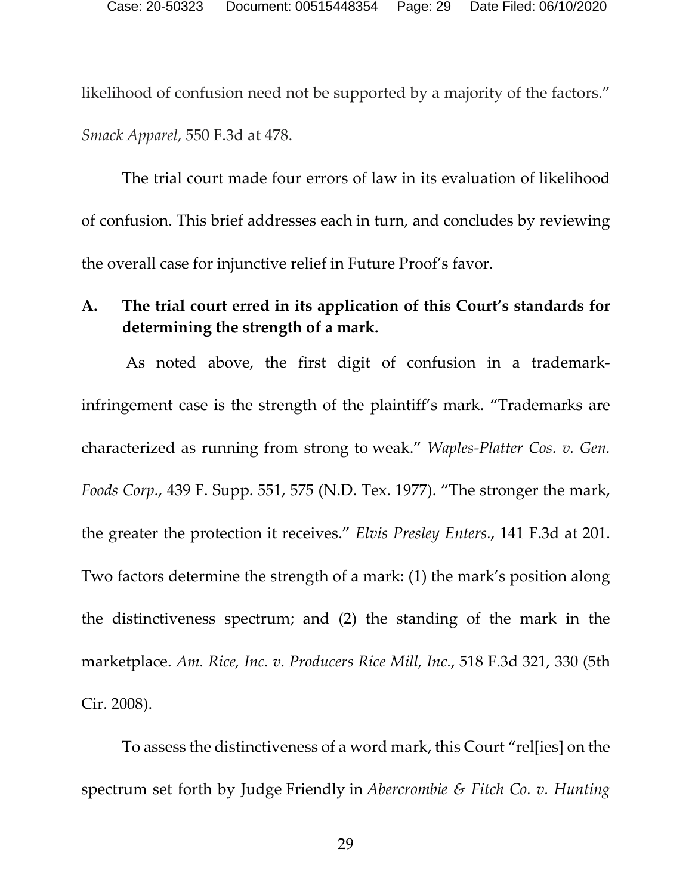likelihood of confusion need not be supported by a majority of the factors." *Smack Apparel*, 550 F.3d at 478.

The trial court made four errors of law in its evaluation of likelihood of confusion. This brief addresses each in turn, and concludes by reviewing the overall case for injunctive relief in Future Proof's favor.

### A. The trial court erred in its application of this Court's standards for determining the strength of a mark.

As noted above, the first digit of confusion in a trademark-infringement case is the strength of the plaintiff's mark. "Trademarks are characterized as running from strong to weak." *Waples-Platter Cos. v. Gen. Foods Corp.*, 439 F. Supp. 551, 575 (N.D. Tex. 1977). "The stronger the mark, the greater the protection it receives." *Elvis Presley Enters.*, 141 F.3d at 201. Two factors determine the strength of a mark: (1) the mark's position along the distinctiveness spectrum; and (2) the standing of the mark in the marketplace. *Am. Rice, Inc. v. Producers Rice Mill, Inc.*, 518 F.3d 321, 330 (5th Cir. 2008).

To assess the distinctiveness of a word mark, this Court "rel[ies] on the spectrum set forth by Judge Friendly in *Abercrombie & Fitch Co. v. Hunting*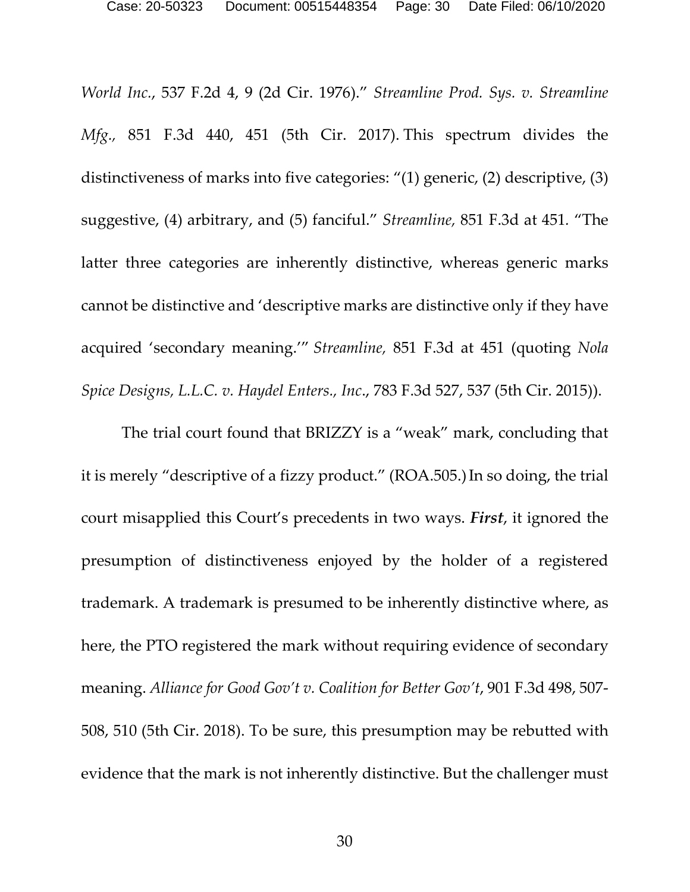*World Inc*., 537 F.2d 4, 9 (2d Cir. 1976)." *Streamline Prod. Sys. v. Streamline Mfg.,* 851 F.3d 440, 451 (5th Cir. 2017). This spectrum divides the distinctiveness of marks into five categories: "(1) generic, (2) descriptive, (3) suggestive, (4) arbitrary, and (5) fanciful." *Streamline,* 851 F.3d at 451. "The latter three categories are inherently distinctive, whereas generic marks cannot be distinctive and 'descriptive marks are distinctive only if they have acquired 'secondary meaning.'" *Streamline,* 851 F.3d at 451 (quoting *Nola Spice Designs, L.L.C. v. Haydel Enters., Inc*., 783 F.3d 527, 537 (5th Cir. 2015)).

The trial court found that BRIZZY is a "weak" mark, concluding that it is merely "descriptive of a fizzy product." (ROA.505.) In so doing, the trial court misapplied this Court's precedents in two ways. ***First***, it ignored the presumption of distinctiveness enjoyed by the holder of a registered trademark. A trademark is presumed to be inherently distinctive where, as here, the PTO registered the mark without requiring evidence of secondary meaning. *Alliance for Good Gov't v. Coalition for Better Gov't*, 901 F.3d 498, 507-508, 510 (5th Cir. 2018). To be sure, this presumption may be rebutted with evidence that the mark is not inherently distinctive. But the challenger must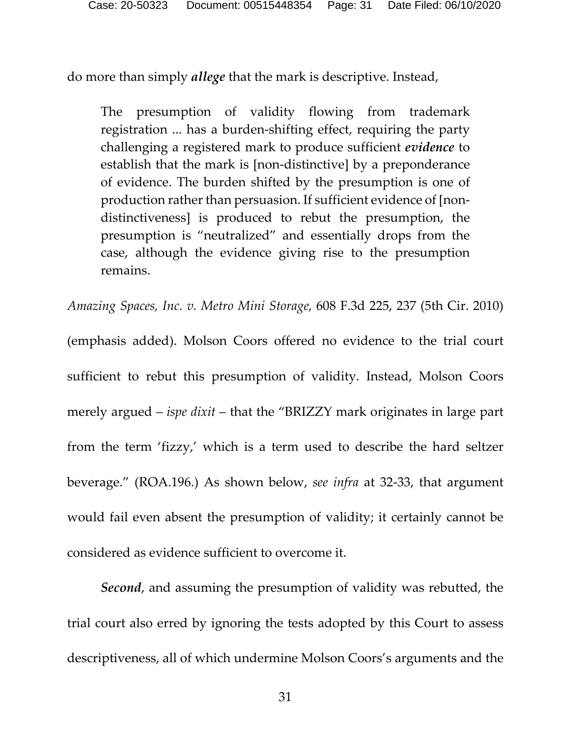do more than simply ***allege*** that the mark is descriptive. Instead,

> The presumption of validity flowing from trademark registration ... has a burden-shifting effect, requiring the party challenging a registered mark to produce sufficient ***evidence*** to establish that the mark is [non-distinctive] by a preponderance of evidence. The burden shifted by the presumption is one of production rather than persuasion. If sufficient evidence of [non-distinctiveness] is produced to rebut the presumption, the presumption is "neutralized" and essentially drops from the case, although the evidence giving rise to the presumption remains.

*Amazing Spaces, Inc. v. Metro Mini Storage,* 608 F.3d 225, 237 (5th Cir. 2010) (emphasis added). Molson Coors offered no evidence to the trial court sufficient to rebut this presumption of validity. Instead, Molson Coors merely argued – *ispe dixit* – that the "BRIZZY mark originates in large part from the term 'fizzy,' which is a term used to describe the hard seltzer beverage." (ROA.196.) As shown below, *see infra* at 32-33, that argument would fail even absent the presumption of validity; it certainly cannot be considered as evidence sufficient to overcome it.

***Second***, and assuming the presumption of validity was rebutted, the trial court also erred by ignoring the tests adopted by this Court to assess descriptiveness, all of which undermine Molson Coors's arguments and the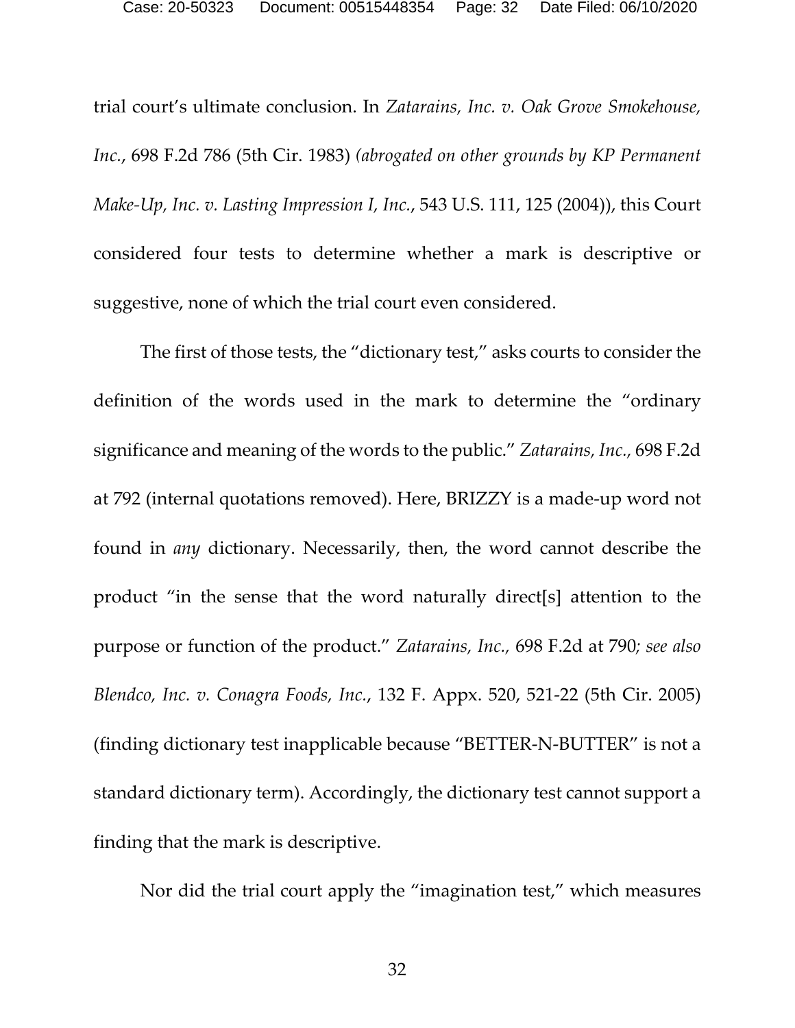trial court's ultimate conclusion. In *Zatarains, Inc. v. Oak Grove Smokehouse, Inc.*, 698 F.2d 786 (5th Cir. 1983) *(abrogated on other grounds by KP Permanent Make-Up, Inc. v. Lasting Impression I, Inc.*, 543 U.S. 111, 125 (2004)), this Court considered four tests to determine whether a mark is descriptive or suggestive, none of which the trial court even considered.

The first of those tests, the "dictionary test," asks courts to consider the definition of the words used in the mark to determine the "ordinary significance and meaning of the words to the public." *Zatarains, Inc.*, 698 F.2d at 792 (internal quotations removed). Here, BRIZZY is a made-up word not found in *any* dictionary. Necessarily, then, the word cannot describe the product "in the sense that the word naturally direct[s] attention to the purpose or function of the product." *Zatarains, Inc.*, 698 F.2d at 790; *see also Blendco, Inc. v. Conagra Foods, Inc.*, 132 F. Appx. 520, 521-22 (5th Cir. 2005) (finding dictionary test inapplicable because "BETTER-N-BUTTER" is not a standard dictionary term). Accordingly, the dictionary test cannot support a finding that the mark is descriptive.

Nor did the trial court apply the "imagination test," which measures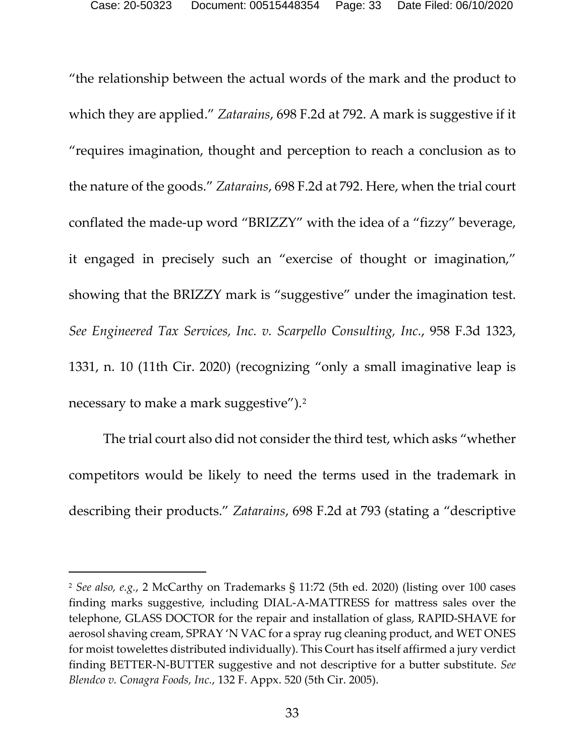"the relationship between the actual words of the mark and the product to which they are applied." *Zatarains*, 698 F.2d at 792. A mark is suggestive if it "requires imagination, thought and perception to reach a conclusion as to the nature of the goods." *Zatarains*, 698 F.2d at 792. Here, when the trial court conflated the made-up word "BRIZZY" with the idea of a "fizzy" beverage, it engaged in precisely such an "exercise of thought or imagination," showing that the BRIZZY mark is "suggestive" under the imagination test. *See Engineered Tax Services, Inc. v. Scarpello Consulting, Inc.*, 958 F.3d 1323, 1331, n. 10 (11th Cir. 2020) (recognizing "only a small imaginative leap is necessary to make a mark suggestive").[2]

The trial court also did not consider the third test, which asks "whether competitors would be likely to need the terms used in the trademark in describing their products." *Zatarains*, 698 F.2d at 793 (stating a "descriptive

---

[2] *See also, e.g.*, 2 McCarthy on Trademarks § 11:72 (5th ed. 2020) (listing over 100 cases finding marks suggestive, including DIAL-A-MATTRESS for mattress sales over the telephone, GLASS DOCTOR for the repair and installation of glass, RAPID-SHAVE for aerosol shaving cream, SPRAY 'N VAC for a spray rug cleaning product, and WET ONES for moist towelettes distributed individually). This Court has itself affirmed a jury verdict finding BETTER-N-BUTTER suggestive and not descriptive for a butter substitute. *See Blendco v. Conagra Foods, Inc.*, 132 F. Appx. 520 (5th Cir. 2005).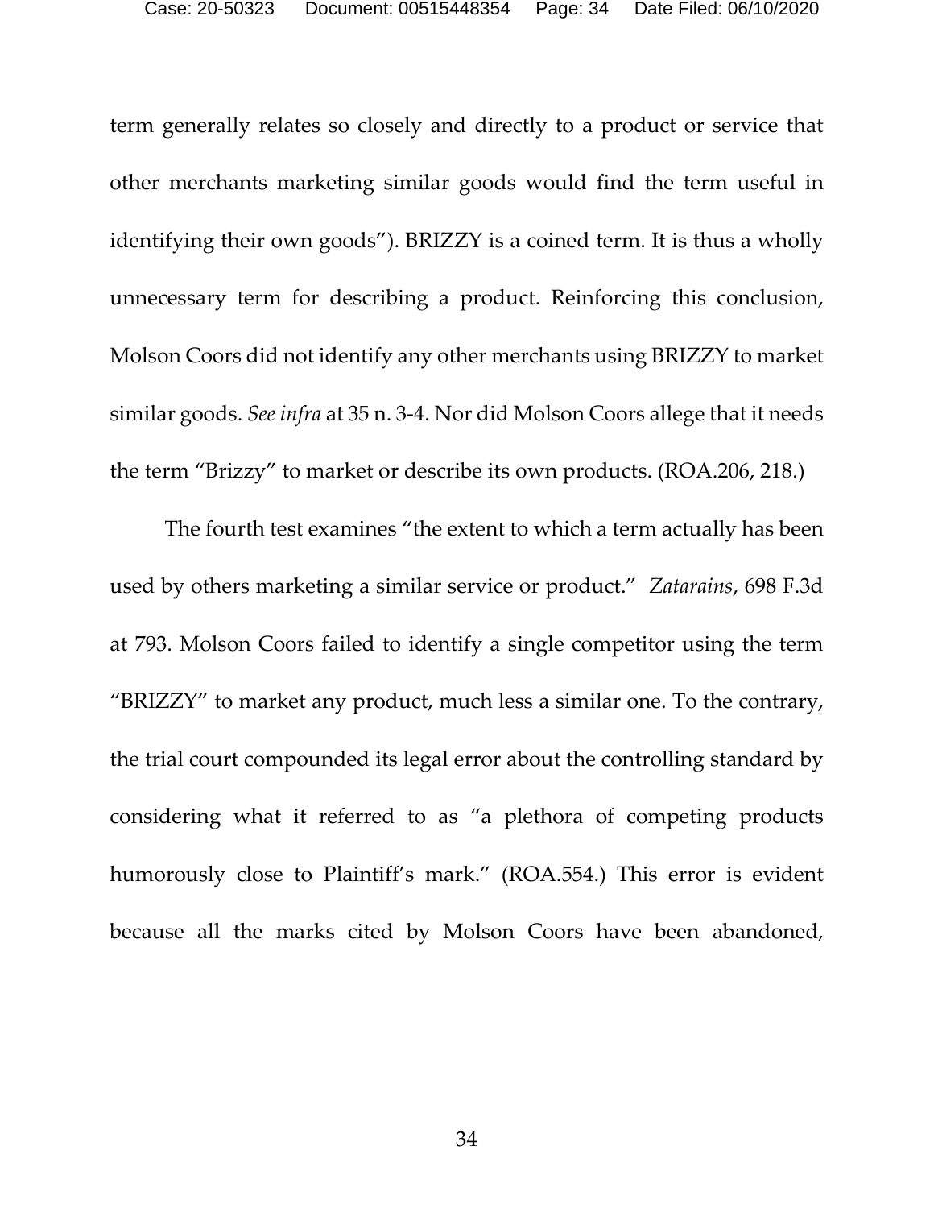term generally relates so closely and directly to a product or service that other merchants marketing similar goods would find the term useful in identifying their own goods"). BRIZZY is a coined term. It is thus a wholly unnecessary term for describing a product. Reinforcing this conclusion, Molson Coors did not identify any other merchants using BRIZZY to market similar goods. *See infra* at 35 n. 3-4. Nor did Molson Coors allege that it needs the term "Brizzy" to market or describe its own products. (ROA.206, 218.)

The fourth test examines "the extent to which a term actually has been used by others marketing a similar service or product." *Zatarains*, 698 F.3d at 793. Molson Coors failed to identify a single competitor using the term "BRIZZY" to market any product, much less a similar one. To the contrary, the trial court compounded its legal error about the controlling standard by considering what it referred to as "a plethora of competing products humorously close to Plaintiff's mark." (ROA.554.) This error is evident because all the marks cited by Molson Coors have been abandoned,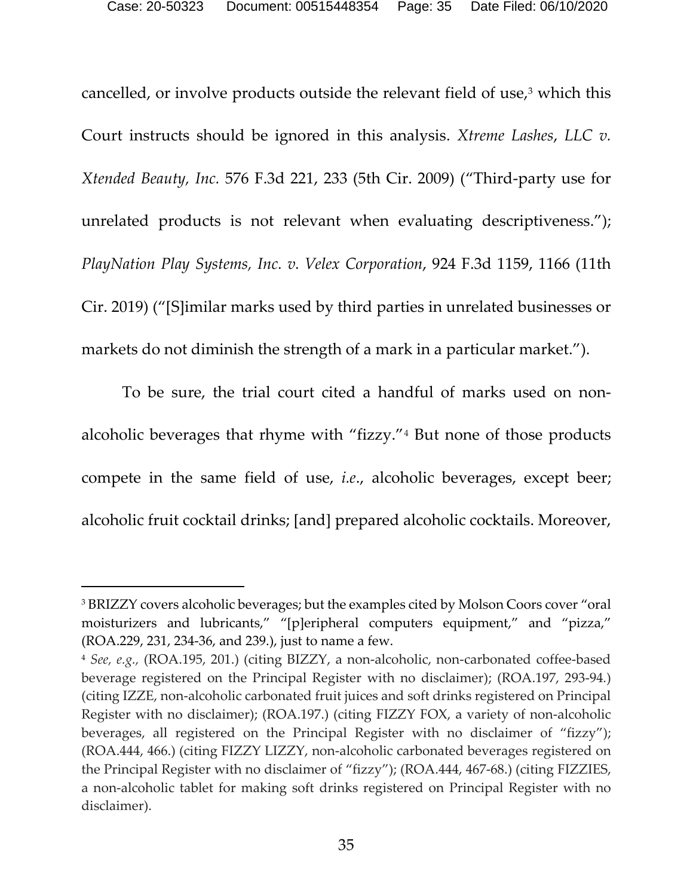cancelled, or involve products outside the relevant field of use,[3] which this Court instructs should be ignored in this analysis. *Xtreme Lashes*, *LLC v. Xtended Beauty, Inc.* 576 F.3d 221, 233 (5th Cir. 2009) ("Third-party use for unrelated products is not relevant when evaluating descriptiveness."); *PlayNation Play Systems, Inc. v. Velex Corporation*, 924 F.3d 1159, 1166 (11th Cir. 2019) ("[S]imilar marks used by third parties in unrelated businesses or markets do not diminish the strength of a mark in a particular market.").

To be sure, the trial court cited a handful of marks used on non-alcoholic beverages that rhyme with "fizzy."[4] But none of those products compete in the same field of use, *i.e*., alcoholic beverages, except beer; alcoholic fruit cocktail drinks; [and] prepared alcoholic cocktails. Moreover,

---

[3] BRIZZY covers alcoholic beverages; but the examples cited by Molson Coors cover "oral moisturizers and lubricants," "[p]eripheral computers equipment," and "pizza," (ROA.229, 231, 234-36, and 239.), just to name a few.

[4] *See, e.g.,* (ROA.195, 201.) (citing BIZZY, a non-alcoholic, non-carbonated coffee-based beverage registered on the Principal Register with no disclaimer); (ROA.197, 293-94.) (citing IZZE, non-alcoholic carbonated fruit juices and soft drinks registered on Principal Register with no disclaimer); (ROA.197.) (citing FIZZY FOX, a variety of non-alcoholic beverages, all registered on the Principal Register with no disclaimer of "fizzy"); (ROA.444, 466.) (citing FIZZY LIZZY, non-alcoholic carbonated beverages registered on the Principal Register with no disclaimer of "fizzy"); (ROA.444, 467-68.) (citing FIZZIES, a non-alcoholic tablet for making soft drinks registered on Principal Register with no disclaimer).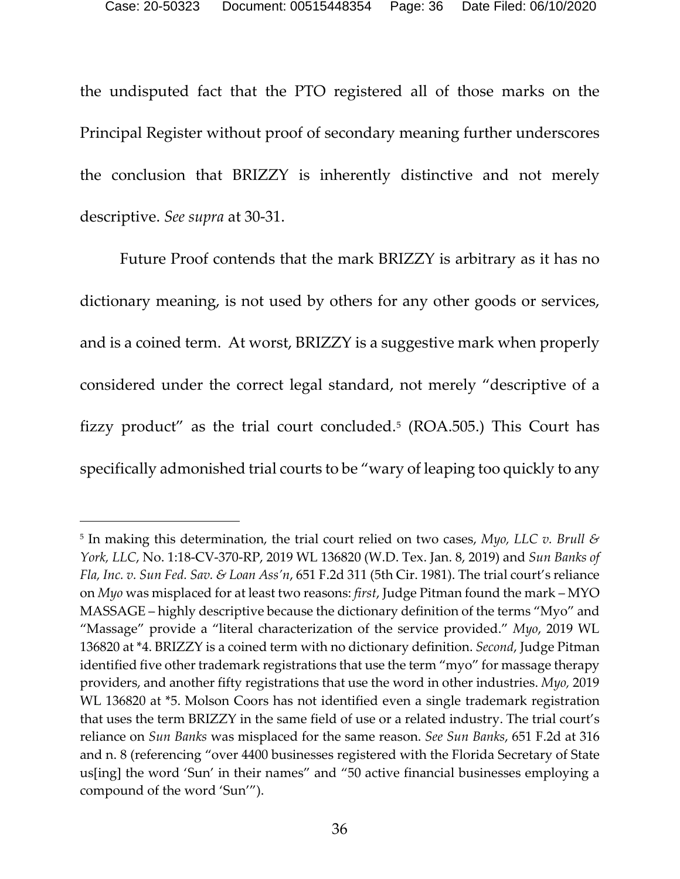the undisputed fact that the PTO registered all of those marks on the Principal Register without proof of secondary meaning further underscores the conclusion that BRIZZY is inherently distinctive and not merely descriptive. *See supra* at 30-31.

Future Proof contends that the mark BRIZZY is arbitrary as it has no dictionary meaning, is not used by others for any other goods or services, and is a coined term. At worst, BRIZZY is a suggestive mark when properly considered under the correct legal standard, not merely "descriptive of a fizzy product" as the trial court concluded.[5] (ROA.505.) This Court has specifically admonished trial courts to be "wary of leaping too quickly to any

---

[5] In making this determination, the trial court relied on two cases, *Myo, LLC v. Brull & York, LLC*, No. 1:18-CV-370-RP, 2019 WL 136820 (W.D. Tex. Jan. 8, 2019) and *Sun Banks of Fla, Inc. v. Sun Fed. Sav. & Loan Ass'n*, 651 F.2d 311 (5th Cir. 1981). The trial court's reliance on *Myo* was misplaced for at least two reasons: *first*, Judge Pitman found the mark – MYO MASSAGE – highly descriptive because the dictionary definition of the terms "Myo" and "Massage" provide a "literal characterization of the service provided." *Myo*, 2019 WL 136820 at *4. BRIZZY is a coined term with no dictionary definition. *Second*, Judge Pitman identified five other trademark registrations that use the term "myo" for massage therapy providers, and another fifty registrations that use the word in other industries. *Myo,* 2019 WL 136820 at *5. Molson Coors has not identified even a single trademark registration that uses the term BRIZZY in the same field of use or a related industry. The trial court's reliance on *Sun Banks* was misplaced for the same reason. *See Sun Banks*, 651 F.2d at 316 and n. 8 (referencing "over 4400 businesses registered with the Florida Secretary of State us[ing] the word 'Sun' in their names" and "50 active financial businesses employing a compound of the word 'Sun'").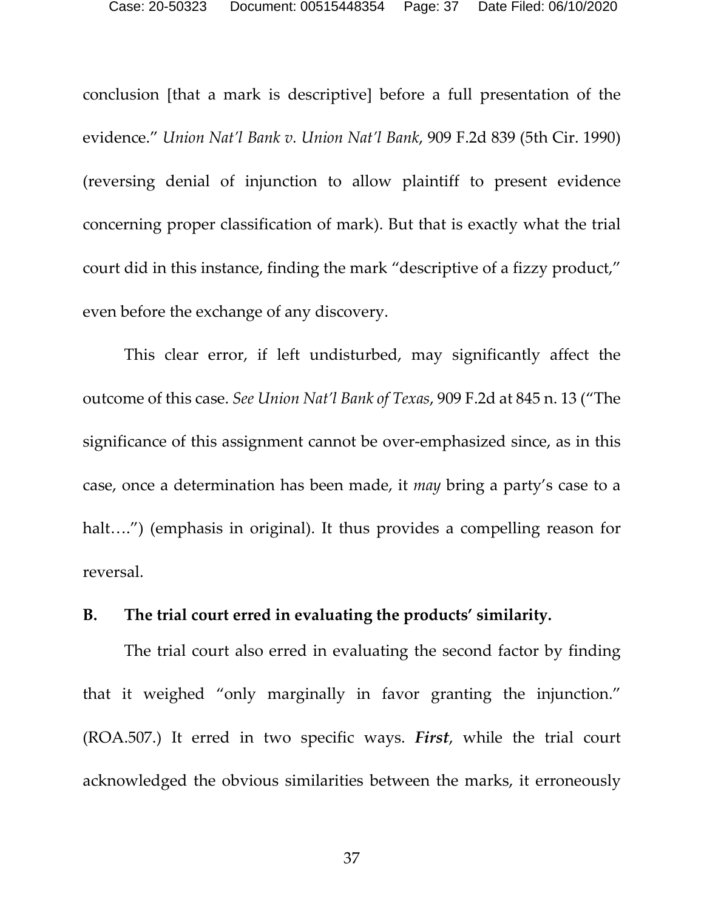conclusion [that a mark is descriptive] before a full presentation of the evidence." *Union Nat'l Bank v. Union Nat'l Bank*, 909 F.2d 839 (5th Cir. 1990) (reversing denial of injunction to allow plaintiff to present evidence concerning proper classification of mark). But that is exactly what the trial court did in this instance, finding the mark "descriptive of a fizzy product," even before the exchange of any discovery.

This clear error, if left undisturbed, may significantly affect the outcome of this case. *See Union Nat'l Bank of Texas*, 909 F.2d at 845 n. 13 ("The significance of this assignment cannot be over-emphasized since, as in this case, once a determination has been made, it *may* bring a party's case to a halt….") (emphasis in original). It thus provides a compelling reason for reversal.

### B. The trial court erred in evaluating the products' similarity.

The trial court also erred in evaluating the second factor by finding that it weighed "only marginally in favor granting the injunction." (ROA.507.) It erred in two specific ways. ***First***, while the trial court acknowledged the obvious similarities between the marks, it erroneously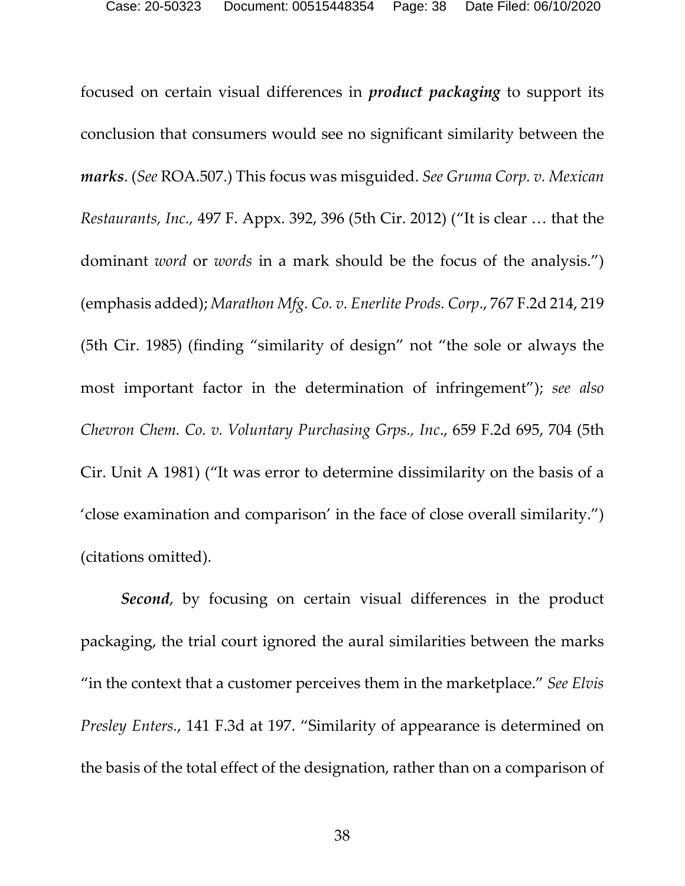focused on certain visual differences in ***product packaging*** to support its conclusion that consumers would see no significant similarity between the ***marks***. (*See* ROA.507.) This focus was misguided. *See Gruma Corp. v. Mexican Restaurants, Inc.*, 497 F. Appx. 392, 396 (5th Cir. 2012) ("It is clear … that the dominant *word* or *words* in a mark should be the focus of the analysis.") (emphasis added); *Marathon Mfg. Co. v. Enerlite Prods. Corp*., 767 F.2d 214, 219 (5th Cir. 1985) (finding "similarity of design" not "the sole or always the most important factor in the determination of infringement"); *see also Chevron Chem. Co. v. Voluntary Purchasing Grps., Inc*., 659 F.2d 695, 704 (5th Cir. Unit A 1981) ("It was error to determine dissimilarity on the basis of a 'close examination and comparison' in the face of close overall similarity.") (citations omitted).

***Second***, by focusing on certain visual differences in the product packaging, the trial court ignored the aural similarities between the marks "in the context that a customer perceives them in the marketplace." *See Elvis Presley Enters*., 141 F.3d at 197. "Similarity of appearance is determined on the basis of the total effect of the designation, rather than on a comparison of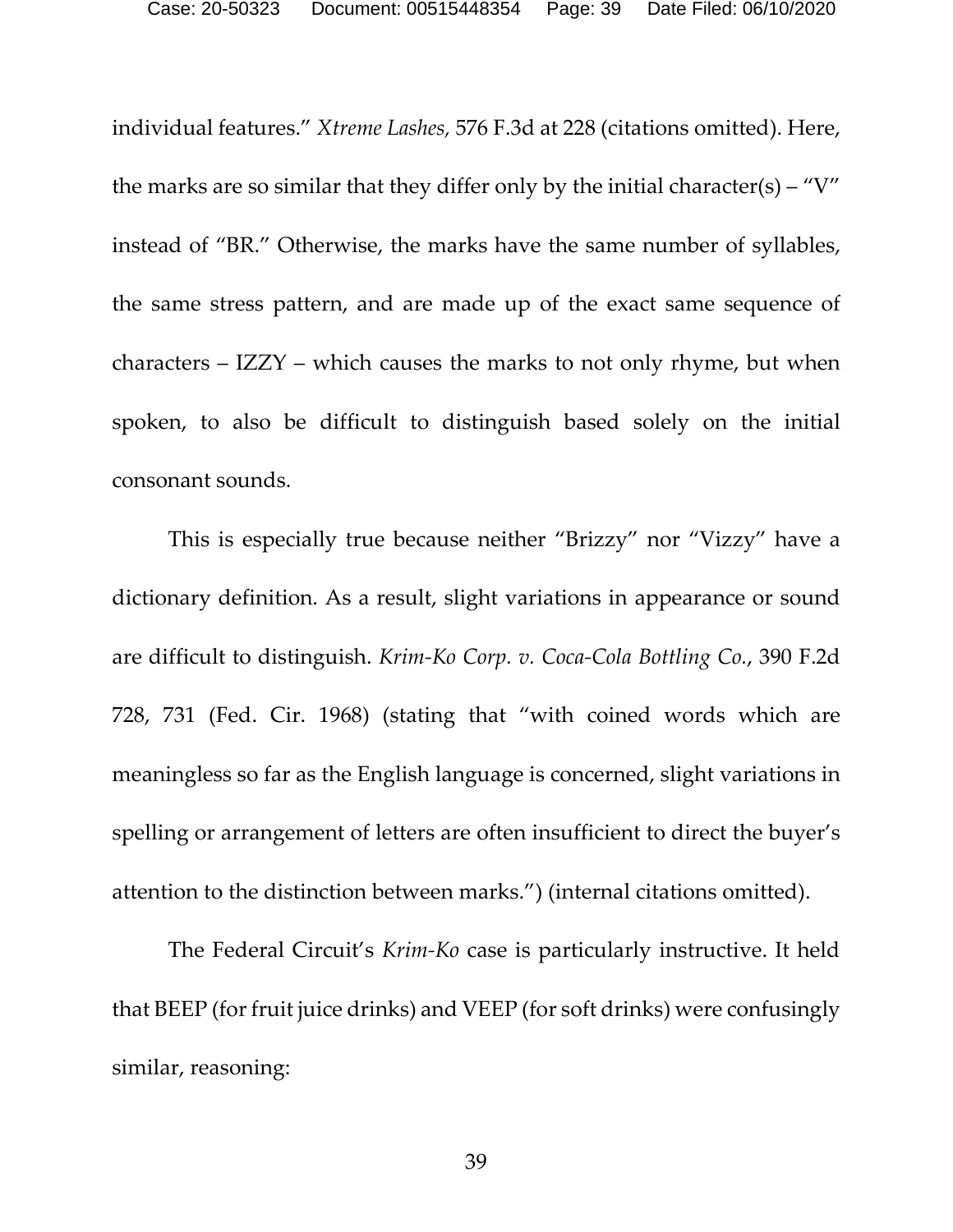individual features." *Xtreme Lashes,* 576 F.3d at 228 (citations omitted). Here, the marks are so similar that they differ only by the initial character(s) – "V" instead of "BR." Otherwise, the marks have the same number of syllables, the same stress pattern, and are made up of the exact same sequence of characters – IZZY – which causes the marks to not only rhyme, but when spoken, to also be difficult to distinguish based solely on the initial consonant sounds.

This is especially true because neither "Brizzy" nor "Vizzy" have a dictionary definition. As a result, slight variations in appearance or sound are difficult to distinguish. *Krim-Ko Corp. v. Coca-Cola Bottling Co.*, 390 F.2d 728, 731 (Fed. Cir. 1968) (stating that "with coined words which are meaningless so far as the English language is concerned, slight variations in spelling or arrangement of letters are often insufficient to direct the buyer's attention to the distinction between marks.") (internal citations omitted).

The Federal Circuit's *Krim-Ko* case is particularly instructive. It held that BEEP (for fruit juice drinks) and VEEP (for soft drinks) were confusingly similar, reasoning: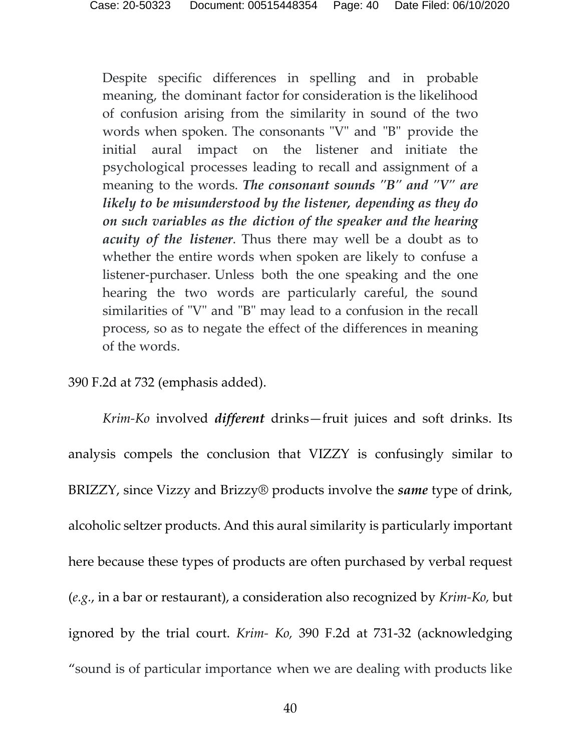> Despite specific differences in spelling and in probable meaning, the dominant factor for consideration is the likelihood of confusion arising from the similarity in sound of the two words when spoken. The consonants "V" and "B" provide the initial aural impact on the listener and initiate the psychological processes leading to recall and assignment of a meaning to the words. ***The consonant sounds "B" and "V" are likely to be misunderstood by the listener, depending as they do on such variables as the diction of the speaker and the hearing acuity of the listener***. Thus there may well be a doubt as to whether the entire words when spoken are likely to confuse a listener-purchaser. Unless both the one speaking and the one hearing the two words are particularly careful, the sound similarities of "V" and "B" may lead to a confusion in the recall process, so as to negate the effect of the differences in meaning of the words.

390 F.2d at 732 (emphasis added).

*Krim-Ko* involved ***different*** drinks—fruit juices and soft drinks. Its analysis compels the conclusion that VIZZY is confusingly similar to BRIZZY, since Vizzy and Brizzy® products involve the ***same*** type of drink, alcoholic seltzer products. And this aural similarity is particularly important here because these types of products are often purchased by verbal request (*e.g.*, in a bar or restaurant), a consideration also recognized by *Krim-Ko,* but ignored by the trial court. *Krim- Ko,* 390 F.2d at 731-32 (acknowledging "sound is of particular importance when we are dealing with products like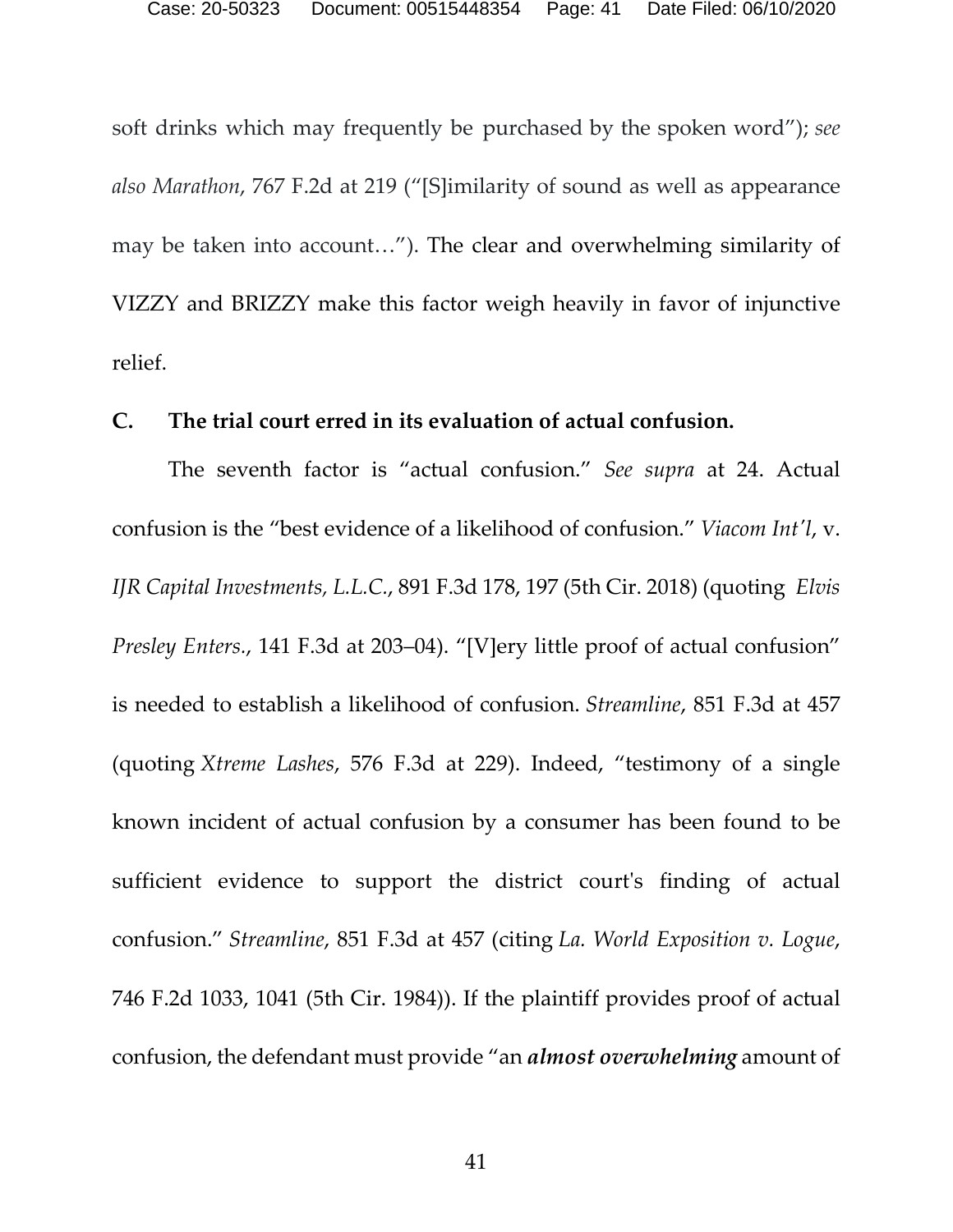soft drinks which may frequently be purchased by the spoken word"); *see also Marathon*, 767 F.2d at 219 ("[S]imilarity of sound as well as appearance may be taken into account…"). The clear and overwhelming similarity of VIZZY and BRIZZY make this factor weigh heavily in favor of injunctive relief.

### C. The trial court erred in its evaluation of actual confusion.

The seventh factor is "actual confusion." *See supra* at 24. Actual confusion is the "best evidence of a likelihood of confusion." *Viacom Int'l*, v. *IJR Capital Investments, L.L.C.*, 891 F.3d 178, 197 (5th Cir. 2018) (quoting *Elvis Presley Enters.*, 141 F.3d at 203–04). "[V]ery little proof of actual confusion" is needed to establish a likelihood of confusion. *Streamline*, 851 F.3d at 457 (quoting *Xtreme Lashes*, 576 F.3d at 229). Indeed, "testimony of a single known incident of actual confusion by a consumer has been found to be sufficient evidence to support the district court's finding of actual confusion." *Streamline*, 851 F.3d at 457 (citing *La. World Exposition v. Logue*, 746 F.2d 1033, 1041 (5th Cir. 1984)). If the plaintiff provides proof of actual confusion, the defendant must provide "an ***almost overwhelming*** amount of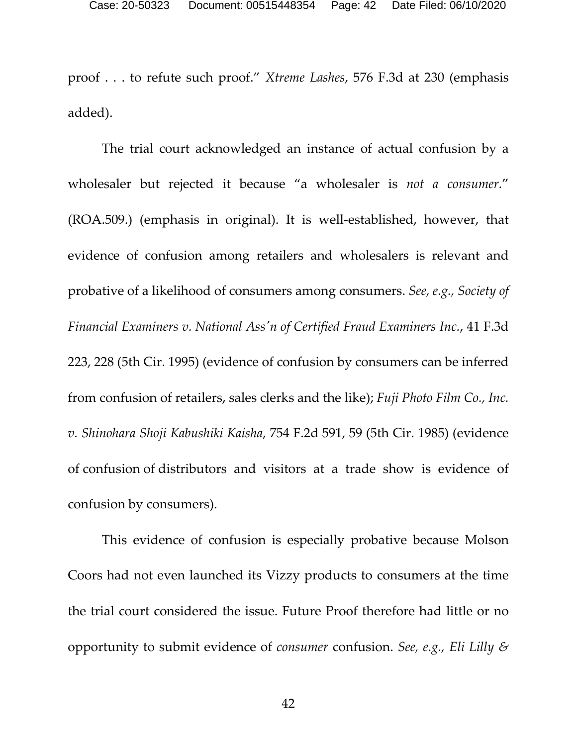proof . . . to refute such proof." *Xtreme Lashes*, 576 F.3d at 230 (emphasis added).

The trial court acknowledged an instance of actual confusion by a wholesaler but rejected it because "a wholesaler is *not a consumer*." (ROA.509.) (emphasis in original). It is well-established, however, that evidence of confusion among retailers and wholesalers is relevant and probative of a likelihood of consumers among consumers. *See, e.g.*, *Society of Financial Examiners v. National Ass'n of Certified Fraud Examiners Inc.*, 41 F.3d 223, 228 (5th Cir. 1995) (evidence of confusion by consumers can be inferred from confusion of retailers, sales clerks and the like); *Fuji Photo Film Co., Inc. v. Shinohara Shoji Kabushiki Kaisha*, 754 F.2d 591, 59 (5th Cir. 1985) (evidence of confusion of distributors and visitors at a trade show is evidence of confusion by consumers).

This evidence of confusion is especially probative because Molson Coors had not even launched its Vizzy products to consumers at the time the trial court considered the issue. Future Proof therefore had little or no opportunity to submit evidence of *consumer* confusion. *See, e.g., Eli Lilly &*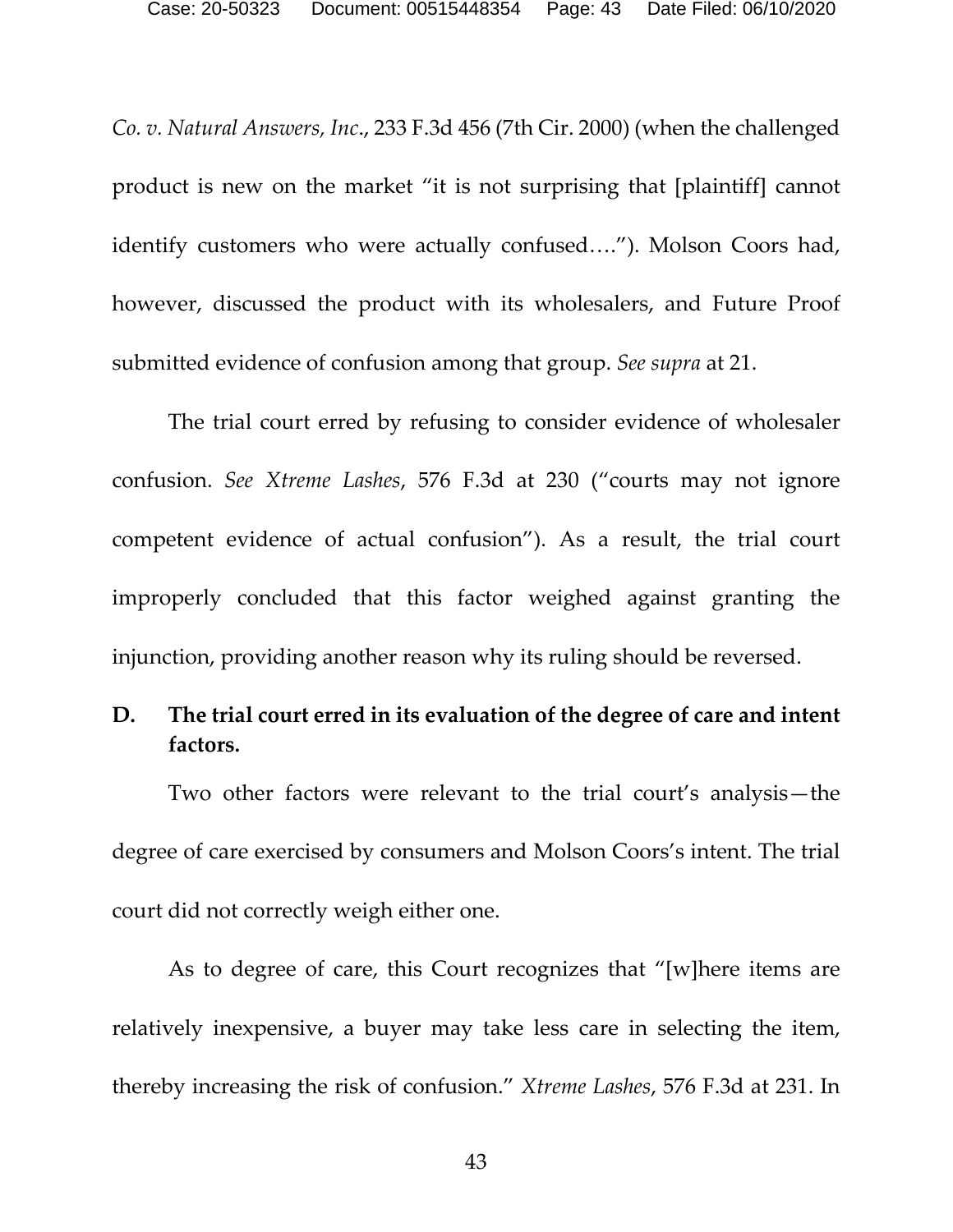*Co. v. Natural Answers, Inc.*, 233 F.3d 456 (7th Cir. 2000) (when the challenged product is new on the market "it is not surprising that [plaintiff] cannot identify customers who were actually confused…."). Molson Coors had, however, discussed the product with its wholesalers, and Future Proof submitted evidence of confusion among that group. *See supra* at 21.

The trial court erred by refusing to consider evidence of wholesaler confusion. *See Xtreme Lashes*, 576 F.3d at 230 ("courts may not ignore competent evidence of actual confusion"). As a result, the trial court improperly concluded that this factor weighed against granting the injunction, providing another reason why its ruling should be reversed.

### D. The trial court erred in its evaluation of the degree of care and intent factors.

Two other factors were relevant to the trial court's analysis—the degree of care exercised by consumers and Molson Coors's intent. The trial court did not correctly weigh either one.

As to degree of care, this Court recognizes that "[w]here items are relatively inexpensive, a buyer may take less care in selecting the item, thereby increasing the risk of confusion." *Xtreme Lashes*, 576 F.3d at 231. In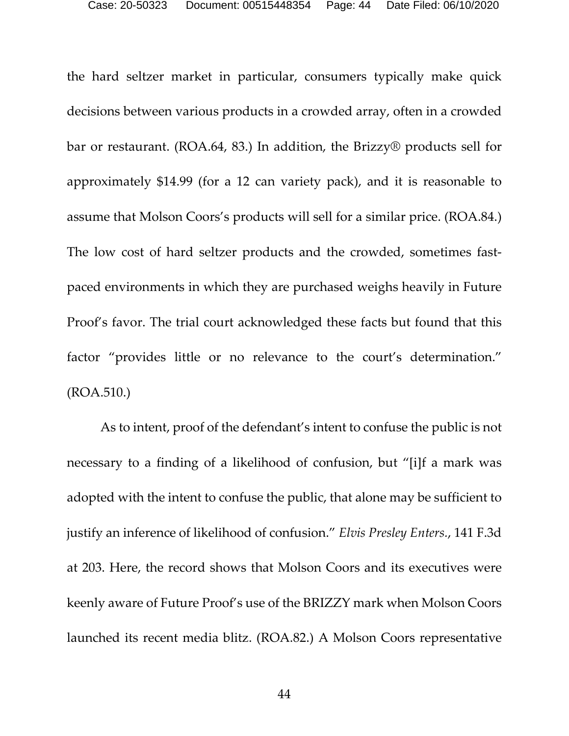the hard seltzer market in particular, consumers typically make quick decisions between various products in a crowded array, often in a crowded bar or restaurant. (ROA.64, 83.) In addition, the Brizzy® products sell for approximately $14.99 (for a 12 can variety pack), and it is reasonable to assume that Molson Coors's products will sell for a similar price. (ROA.84.) The low cost of hard seltzer products and the crowded, sometimes fast-paced environments in which they are purchased weighs heavily in Future Proof's favor. The trial court acknowledged these facts but found that this factor "provides little or no relevance to the court's determination." (ROA.510.)

As to intent, proof of the defendant's intent to confuse the public is not necessary to a finding of a likelihood of confusion, but "[i]f a mark was adopted with the intent to confuse the public, that alone may be sufficient to justify an inference of likelihood of confusion." *Elvis Presley Enters.*, 141 F.3d at 203. Here, the record shows that Molson Coors and its executives were keenly aware of Future Proof's use of the BRIZZY mark when Molson Coors launched its recent media blitz. (ROA.82.) A Molson Coors representative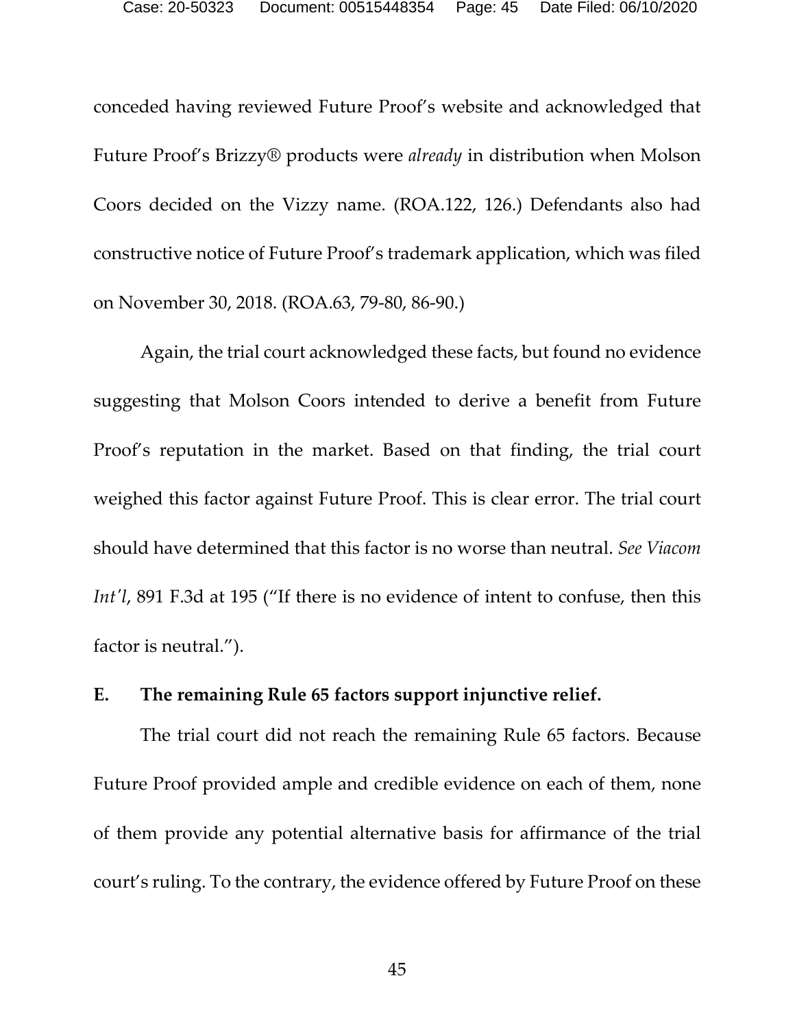conceded having reviewed Future Proof's website and acknowledged that Future Proof's Brizzy® products were *already* in distribution when Molson Coors decided on the Vizzy name. (ROA.122, 126.) Defendants also had constructive notice of Future Proof's trademark application, which was filed on November 30, 2018. (ROA.63, 79-80, 86-90.)

Again, the trial court acknowledged these facts, but found no evidence suggesting that Molson Coors intended to derive a benefit from Future Proof's reputation in the market. Based on that finding, the trial court weighed this factor against Future Proof. This is clear error. The trial court should have determined that this factor is no worse than neutral. *See Viacom Int'l*, 891 F.3d at 195 ("If there is no evidence of intent to confuse, then this factor is neutral.").

### E. The remaining Rule 65 factors support injunctive relief.

The trial court did not reach the remaining Rule 65 factors. Because Future Proof provided ample and credible evidence on each of them, none of them provide any potential alternative basis for affirmance of the trial court's ruling. To the contrary, the evidence offered by Future Proof on these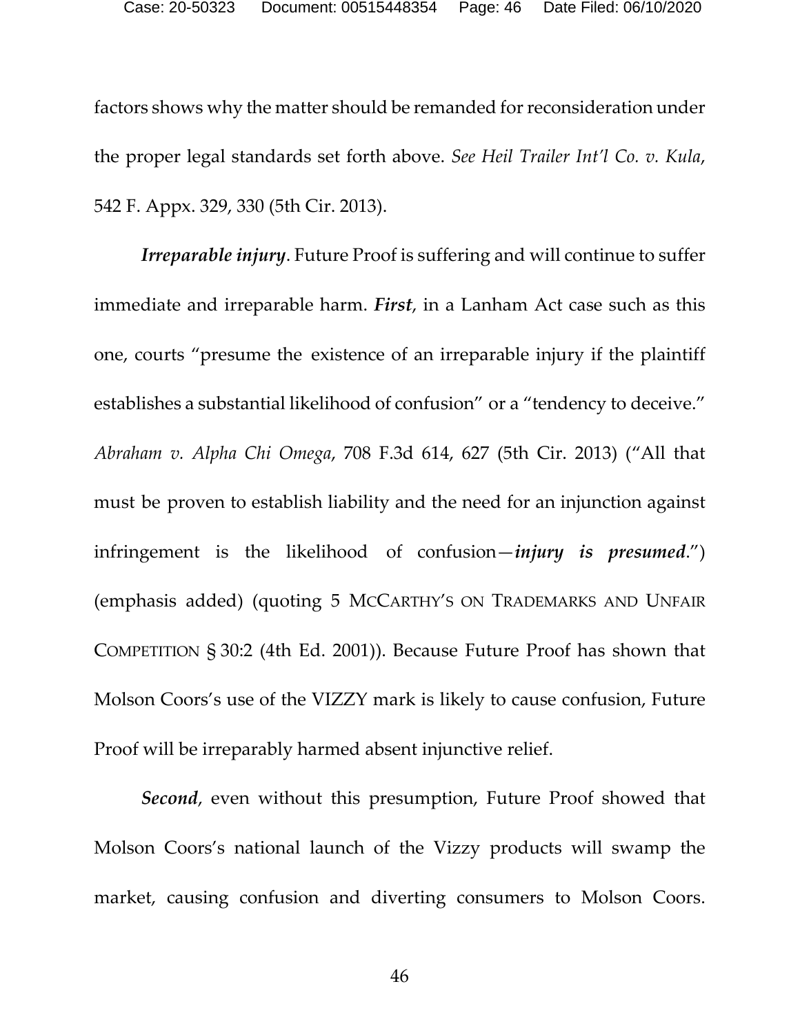factors shows why the matter should be remanded for reconsideration under the proper legal standards set forth above. *See Heil Trailer Int'l Co. v. Kula*, 542 F. Appx. 329, 330 (5th Cir. 2013).

***Irreparable injury***. Future Proof is suffering and will continue to suffer immediate and irreparable harm. ***First***, in a Lanham Act case such as this one, courts "presume the existence of an irreparable injury if the plaintiff establishes a substantial likelihood of confusion" or a "tendency to deceive." *Abraham v. Alpha Chi Omega*, 708 F.3d 614, 627 (5th Cir. 2013) ("All that must be proven to establish liability and the need for an injunction against infringement is the likelihood of confusion—***injury is presumed***.") (emphasis added) (quoting 5 MCCARTHY'S ON TRADEMARKS AND UNFAIR COMPETITION § 30:2 (4th Ed. 2001)). Because Future Proof has shown that Molson Coors's use of the VIZZY mark is likely to cause confusion, Future Proof will be irreparably harmed absent injunctive relief.

***Second***, even without this presumption, Future Proof showed that Molson Coors's national launch of the Vizzy products will swamp the market, causing confusion and diverting consumers to Molson Coors.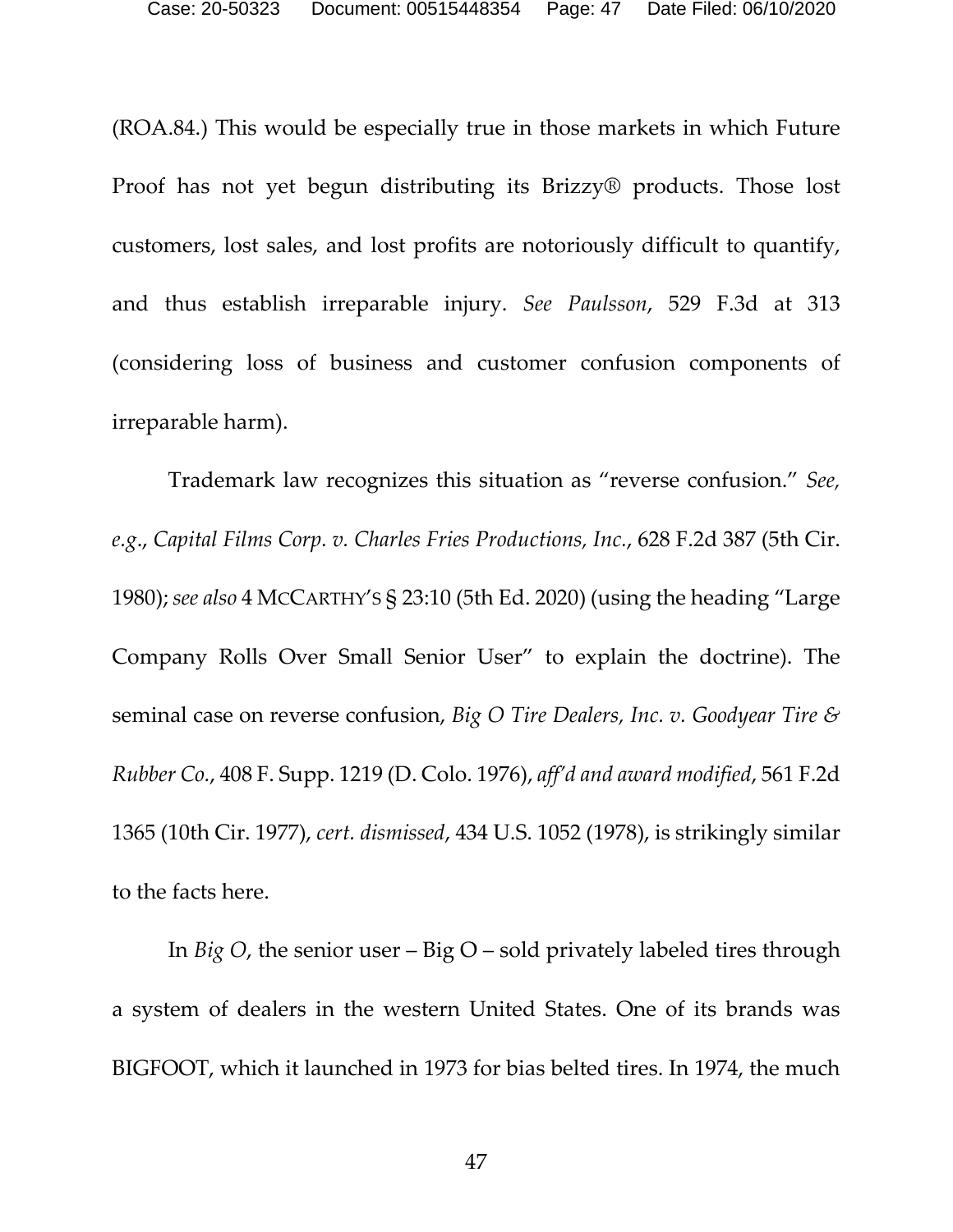(ROA.84.) This would be especially true in those markets in which Future Proof has not yet begun distributing its Brizzy® products. Those lost customers, lost sales, and lost profits are notoriously difficult to quantify, and thus establish irreparable injury. *See Paulsson*, 529 F.3d at 313 (considering loss of business and customer confusion components of irreparable harm).

Trademark law recognizes this situation as "reverse confusion." *See, e.g.*, *Capital Films Corp. v. Charles Fries Productions, Inc.*, 628 F.2d 387 (5th Cir. 1980); *see also* 4 MCCARTHY'S § 23:10 (5th Ed. 2020) (using the heading "Large Company Rolls Over Small Senior User" to explain the doctrine). The seminal case on reverse confusion, *Big O Tire Dealers, Inc. v. Goodyear Tire & Rubber Co.*, 408 F. Supp. 1219 (D. Colo. 1976), *aff'd and award modified*, 561 F.2d 1365 (10th Cir. 1977), *cert. dismissed*, 434 U.S. 1052 (1978), is strikingly similar to the facts here.

In *Big O*, the senior user – Big O – sold privately labeled tires through a system of dealers in the western United States. One of its brands was BIGFOOT, which it launched in 1973 for bias belted tires. In 1974, the much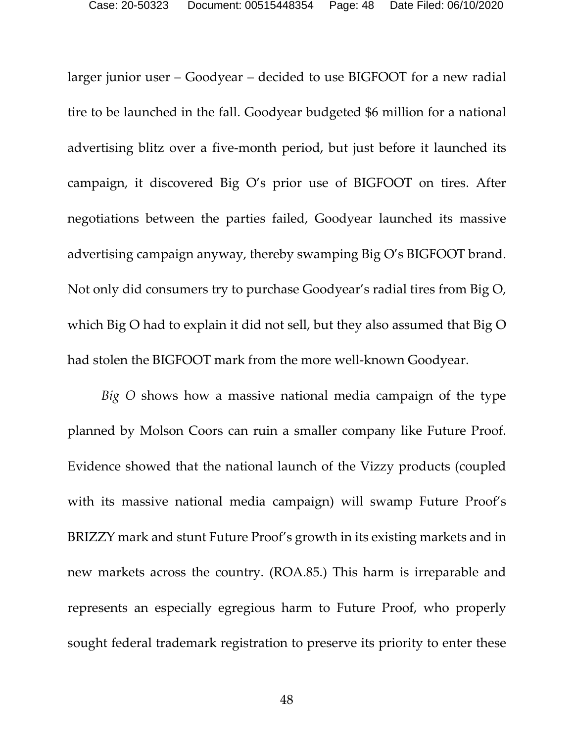larger junior user – Goodyear – decided to use BIGFOOT for a new radial tire to be launched in the fall. Goodyear budgeted $6 million for a national advertising blitz over a five-month period, but just before it launched its campaign, it discovered Big O's prior use of BIGFOOT on tires. After negotiations between the parties failed, Goodyear launched its massive advertising campaign anyway, thereby swamping Big O's BIGFOOT brand. Not only did consumers try to purchase Goodyear's radial tires from Big O, which Big O had to explain it did not sell, but they also assumed that Big O had stolen the BIGFOOT mark from the more well-known Goodyear.

*Big O* shows how a massive national media campaign of the type planned by Molson Coors can ruin a smaller company like Future Proof. Evidence showed that the national launch of the Vizzy products (coupled with its massive national media campaign) will swamp Future Proof's BRIZZY mark and stunt Future Proof's growth in its existing markets and in new markets across the country. (ROA.85.) This harm is irreparable and represents an especially egregious harm to Future Proof, who properly sought federal trademark registration to preserve its priority to enter these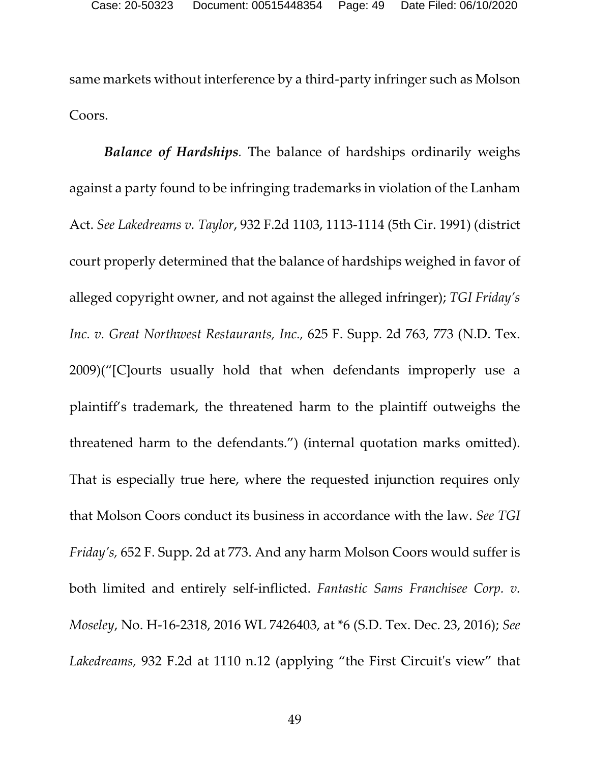same markets without interference by a third-party infringer such as Molson Coors.

***Balance of Hardships.*** The balance of hardships ordinarily weighs against a party found to be infringing trademarks in violation of the Lanham Act. *See Lakedreams v. Taylor*, 932 F.2d 1103, 1113-1114 (5th Cir. 1991) (district court properly determined that the balance of hardships weighed in favor of alleged copyright owner, and not against the alleged infringer); *TGI Friday's Inc. v. Great Northwest Restaurants, Inc.,* 625 F. Supp. 2d 763, 773 (N.D. Tex. 2009)("[C]ourts usually hold that when defendants improperly use a plaintiff's trademark, the threatened harm to the plaintiff outweighs the threatened harm to the defendants.") (internal quotation marks omitted). That is especially true here, where the requested injunction requires only that Molson Coors conduct its business in accordance with the law. *See TGI Friday's,* 652 F. Supp. 2d at 773. And any harm Molson Coors would suffer is both limited and entirely self-inflicted. *Fantastic Sams Franchisee Corp. v. Moseley*, No. H-16-2318, 2016 WL 7426403, at \*6 (S.D. Tex. Dec. 23, 2016); *See Lakedreams,* 932 F.2d at 1110 n.12 (applying "the First Circuit's view" that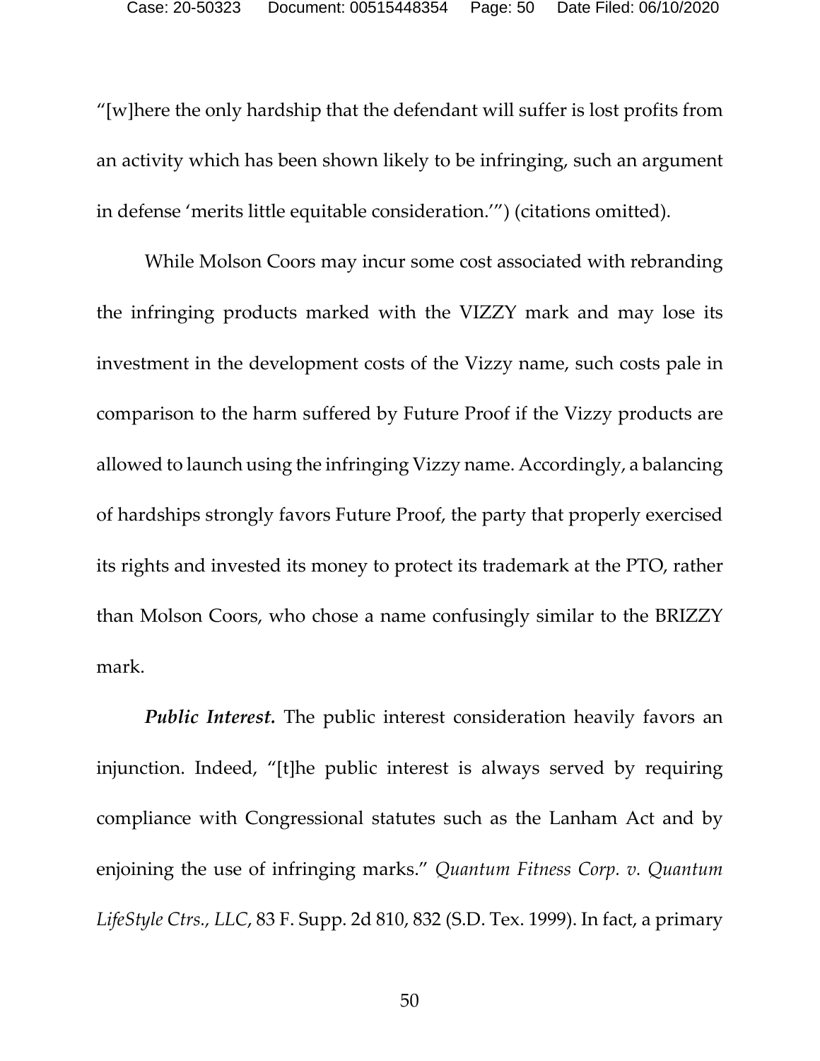"[w]here the only hardship that the defendant will suffer is lost profits from an activity which has been shown likely to be infringing, such an argument in defense 'merits little equitable consideration.'") (citations omitted).

While Molson Coors may incur some cost associated with rebranding the infringing products marked with the VIZZY mark and may lose its investment in the development costs of the Vizzy name, such costs pale in comparison to the harm suffered by Future Proof if the Vizzy products are allowed to launch using the infringing Vizzy name. Accordingly, a balancing of hardships strongly favors Future Proof, the party that properly exercised its rights and invested its money to protect its trademark at the PTO, rather than Molson Coors, who chose a name confusingly similar to the BRIZZY mark.

***Public Interest.*** The public interest consideration heavily favors an injunction. Indeed, "[t]he public interest is always served by requiring compliance with Congressional statutes such as the Lanham Act and by enjoining the use of infringing marks." *Quantum Fitness Corp. v. Quantum LifeStyle Ctrs., LLC*, 83 F. Supp. 2d 810, 832 (S.D. Tex. 1999). In fact, a primary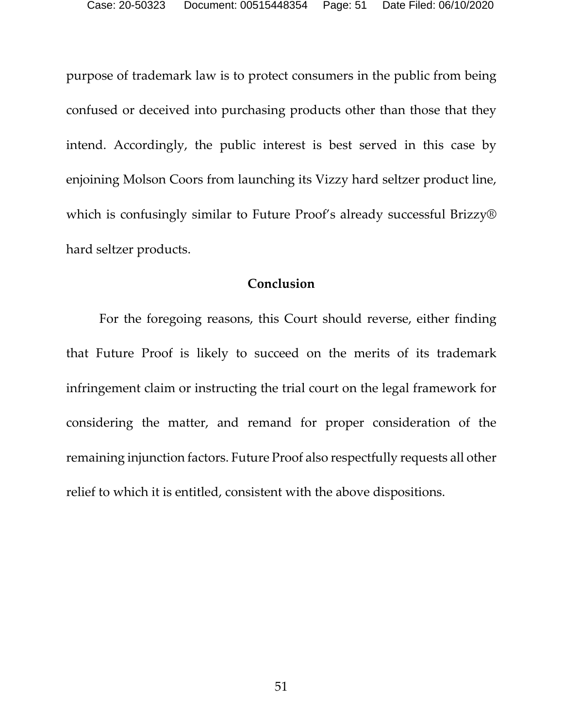purpose of trademark law is to protect consumers in the public from being confused or deceived into purchasing products other than those that they intend. Accordingly, the public interest is best served in this case by enjoining Molson Coors from launching its Vizzy hard seltzer product line, which is confusingly similar to Future Proof's already successful Brizzy® hard seltzer products.

## Conclusion

For the foregoing reasons, this Court should reverse, either finding that Future Proof is likely to succeed on the merits of its trademark infringement claim or instructing the trial court on the legal framework for considering the matter, and remand for proper consideration of the remaining injunction factors. Future Proof also respectfully requests all other relief to which it is entitled, consistent with the above dispositions.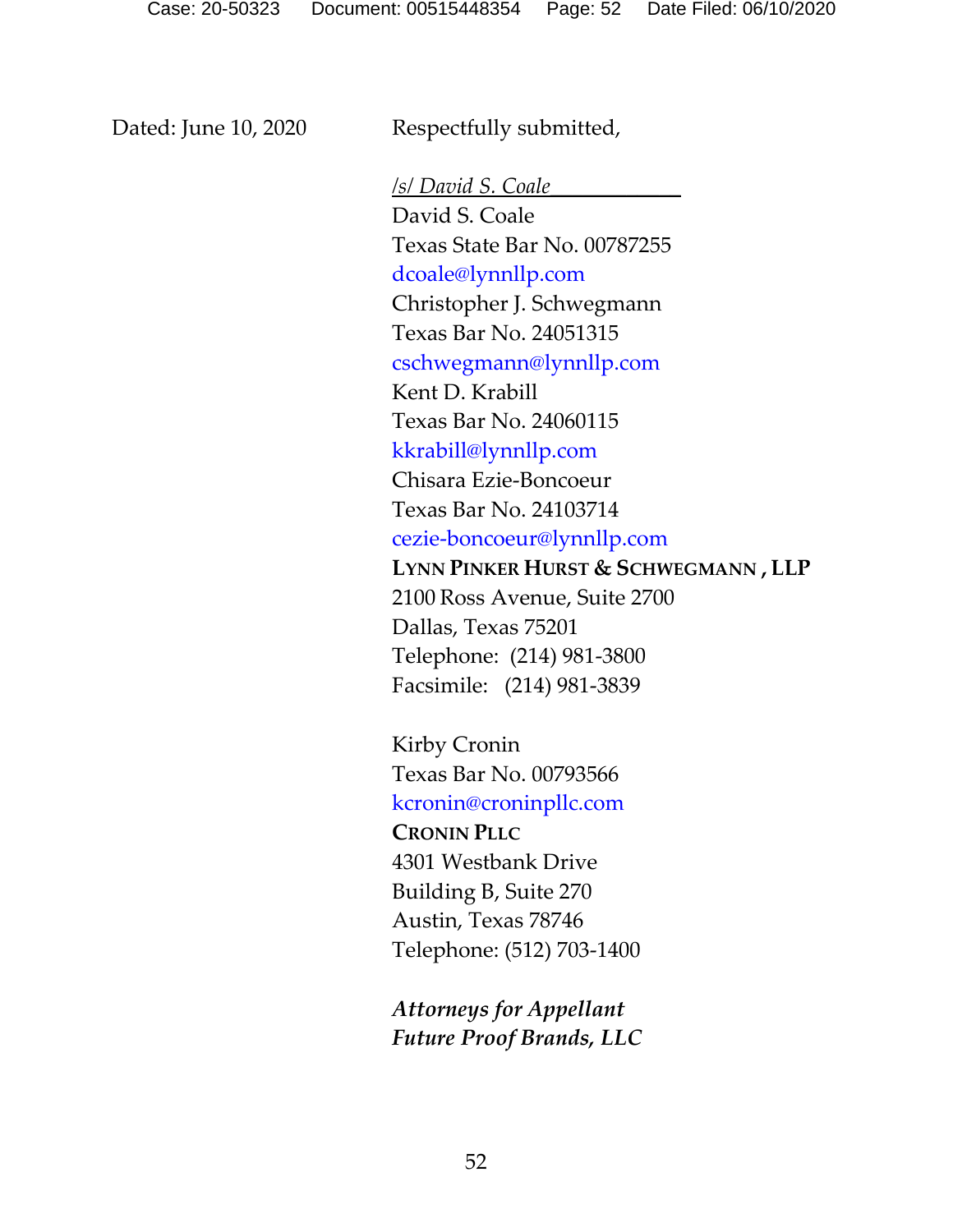Dated: June 10, 2020 Respectfully submitted,

*/s/ David S. Coale*  
David S. Coale  
Texas State Bar No. 00787255  
dcoale@lynnllp.com  
Christopher J. Schwegmann  
Texas Bar No. 24051315  
cschwegmann@lynnllp.com  
Kent D. Krabill  
Texas Bar No. 24060115  
kkrabill@lynnllp.com  
Chisara Ezie-Boncoeur  
Texas Bar No. 24103714  
cezie-boncoeur@lynnllp.com  
**LYNN PINKER HURST & SCHWEGMANN , LLP**  
2100 Ross Avenue, Suite 2700  
Dallas, Texas 75201  
Telephone: (214) 981-3800  
Facsimile: (214) 981-3839

Kirby Cronin  
Texas Bar No. 00793566  
kcronin@croninpllc.com  
**CRONIN PLLC**  
4301 Westbank Drive  
Building B, Suite 270  
Austin, Texas 78746  
Telephone: (512) 703-1400

***Attorneys for Appellant***  
***Future Proof Brands, LLC***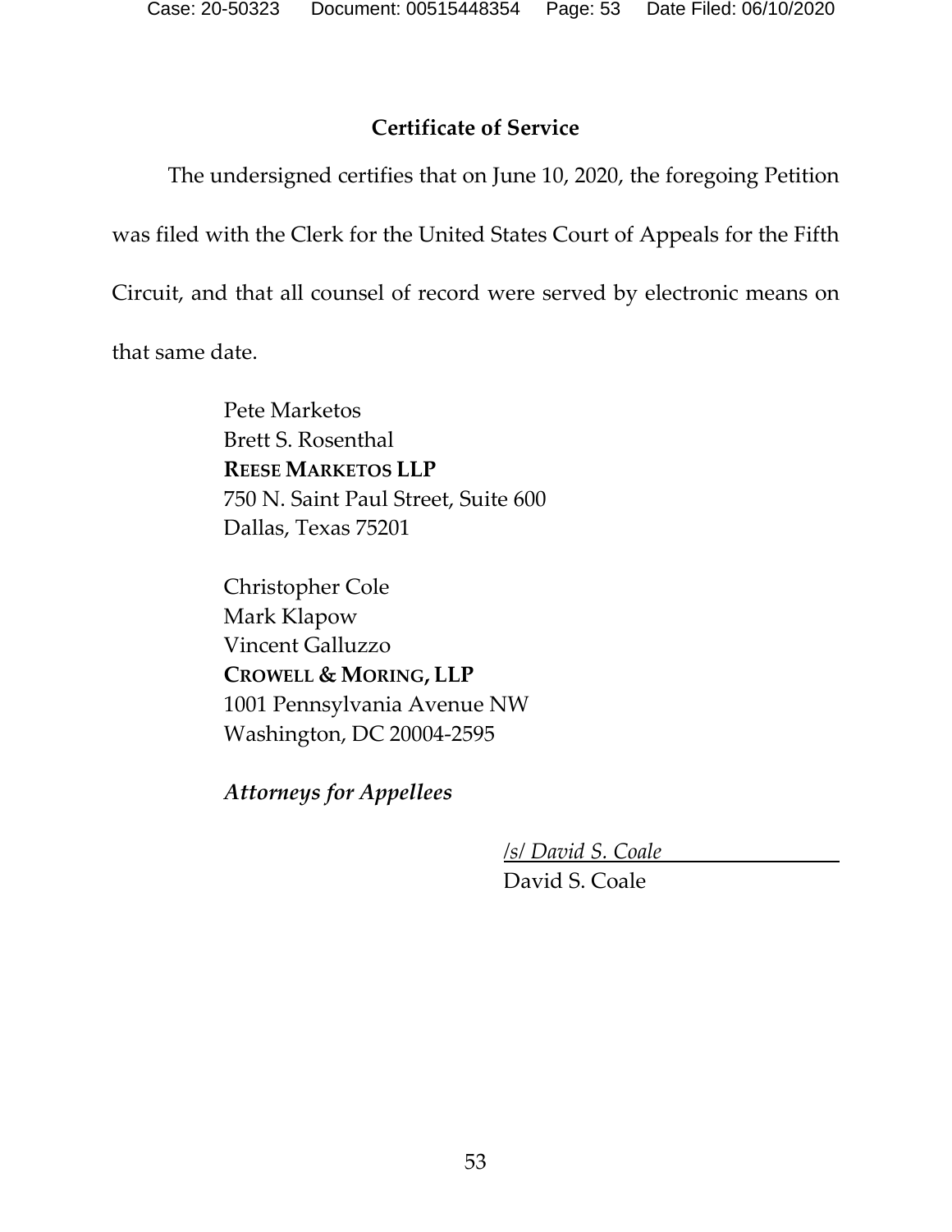## Certificate of Service

The undersigned certifies that on June 10, 2020, the foregoing Petition was filed with the Clerk for the United States Court of Appeals for the Fifth Circuit, and that all counsel of record were served by electronic means on that same date.

Pete Marketos
Brett S. Rosenthal
**REESE MARKETOS LLP**
750 N. Saint Paul Street, Suite 600
Dallas, Texas 75201

Christopher Cole
Mark Klapow
Vincent Galluzzo
**CROWELL & MORING, LLP**
1001 Pennsylvania Avenue NW
Washington, DC 20004-2595

***Attorneys for Appellees***

*/s/ David S. Coale*
David S. Coale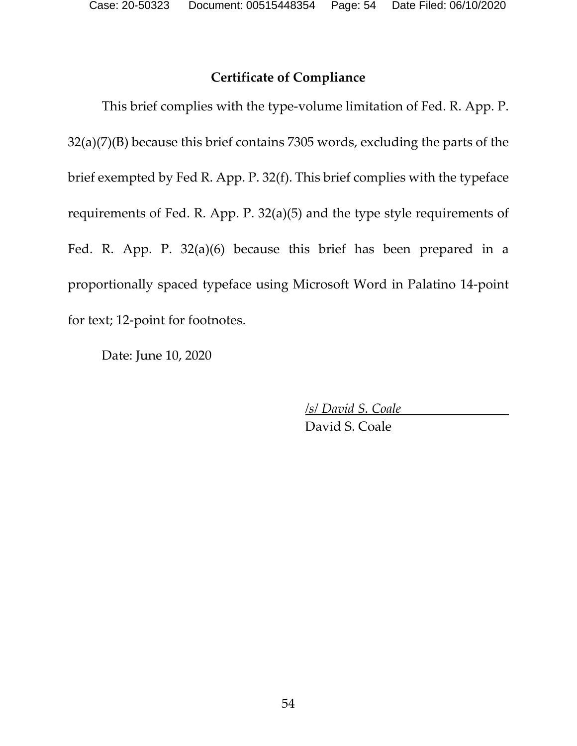## Certificate of Compliance

This brief complies with the type-volume limitation of Fed. R. App. P. 32(a)(7)(B) because this brief contains 7305 words, excluding the parts of the brief exempted by Fed R. App. P. 32(f). This brief complies with the typeface requirements of Fed. R. App. P. 32(a)(5) and the type style requirements of Fed. R. App. P. 32(a)(6) because this brief has been prepared in a proportionally spaced typeface using Microsoft Word in Palatino 14-point for text; 12-point for footnotes.

Date: June 10, 2020

*/s/ David S. Coale*
David S. Coale